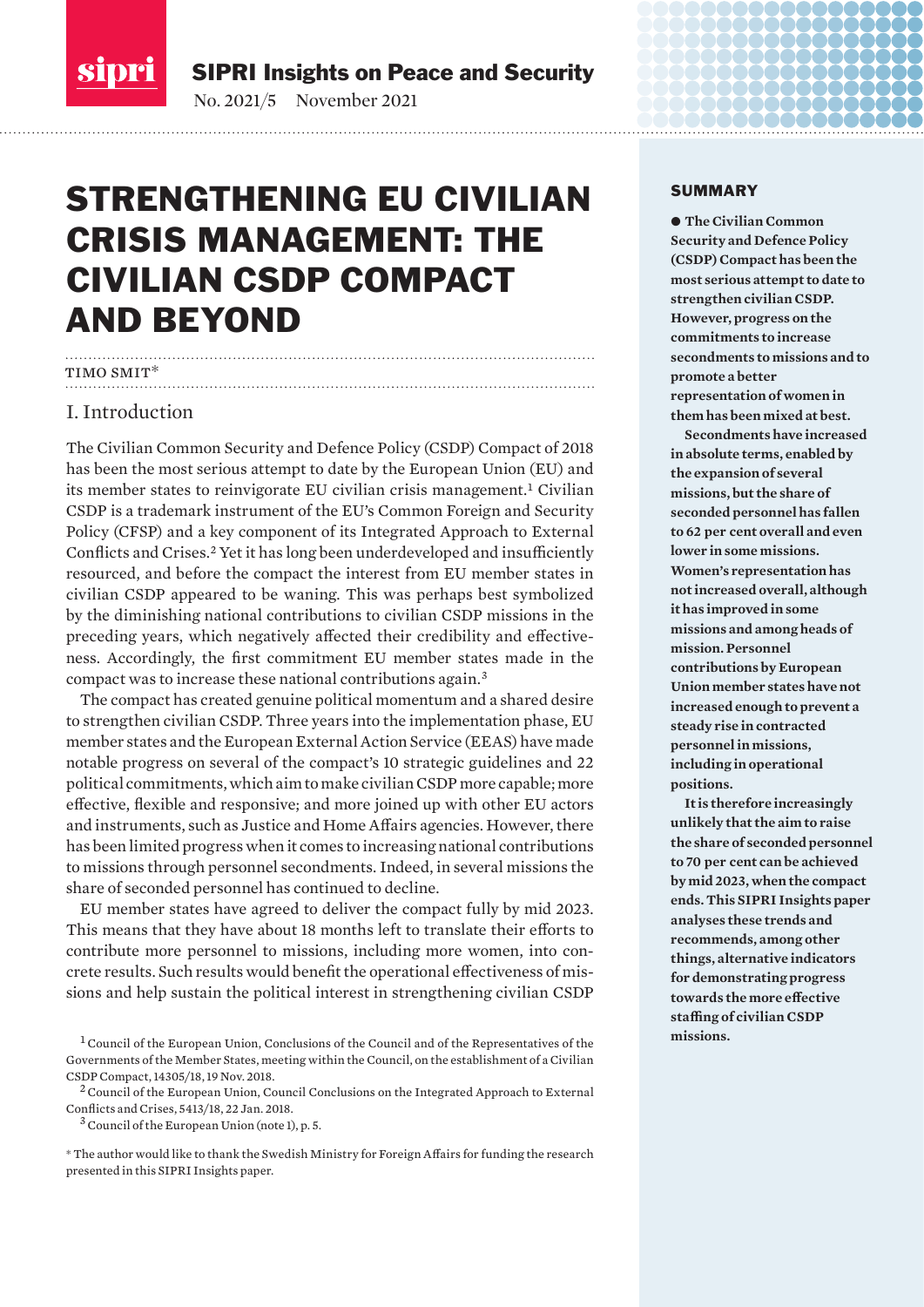SIPRI Insights on Peace and Security

No. 2021/5 November 2021

# STRENGTHENING EU CIVILIAN CRISIS MANAGEMENT: THE CIVILIAN CSDP COMPACT AND BEYOND

TIMO SMIT*

## SUMMARY

**● The Civilian Common Security and Defence Policy (CSDP) Compact has been the most serious attempt to date to strengthen civilian CSDP. However, progress on the commitments to increase secondments to missions and to promote a better representation of women in them has been mixed at best.**

**Secondments have increased in absolute terms, enabled by the expansion of several missions, but the share of seconded personnel has fallen to 62 per cent overall and even lower in some missions. Women's representation has not increased overall, although it has improved in some missions and among heads of mission. Personnel contributions by European Union member states have not increased enough to prevent a steady rise in contracted personnel in missions, including in operational positions.**

**It is therefore increasingly unlikely that the aim to raise the share of seconded personnel to 70 per cent can be achieved by mid 2023, when the compact ends. This SIPRI Insights paper analyses these trends and recommends, among other things, alternative indicators for demonstrating progress towards the more effective staffing of civilian CSDP missions.**

## I. Introduction

The Civilian Common Security and Defence Policy (CSDP) Compact of 2018 has been the most serious attempt to date by the European Union (EU) and its member states to reinvigorate EU civilian crisis management.[1] Civilian CSDP is a trademark instrument of the EU's Common Foreign and Security Policy (CFSP) and a key component of its Integrated Approach to External Conflicts and Crises.[2] Yet it has long been underdeveloped and insufficiently resourced, and before the compact the interest from EU member states in civilian CSDP appeared to be waning. This was perhaps best symbolized by the diminishing national contributions to civilian CSDP missions in the preceding years, which negatively affected their credibility and effectiveness. Accordingly, the first commitment EU member states made in the compact was to increase these national contributions again.[3]

The compact has created genuine political momentum and a shared desire to strengthen civilian CSDP. Three years into the implementation phase, EU member states and the European External Action Service (EEAS) have made notable progress on several of the compact's 10 strategic guidelines and 22 political commitments, which aim to make civilian CSDP more capable; more effective, flexible and responsive; and more joined up with other EU actors and instruments, such as Justice and Home Affairs agencies. However, there has been limited progress when it comes to increasing national contributions to missions through personnel secondments. Indeed, in several missions the share of seconded personnel has continued to decline.

EU member states have agreed to deliver the compact fully by mid 2023. This means that they have about 18 months left to translate their efforts to contribute more personnel to missions, including more women, into concrete results. Such results would benefit the operational effectiveness of missions and help sustain the political interest in strengthening civilian CSDP

[1] Council of the European Union, Conclusions of the Council and of the Representatives of the Governments of the Member States, meeting within the Council, on the establishment of a Civilian CSDP Compact, 14305/18, 19 Nov. 2018.

[2] Council of the European Union, Council Conclusions on the Integrated Approach to External Conflicts and Crises, 5413/18, 22 Jan. 2018.

[3] Council of the European Union (note 1), p. 5.

\* The author would like to thank the Swedish Ministry for Foreign Affairs for funding the research presented in this SIPRI Insights paper.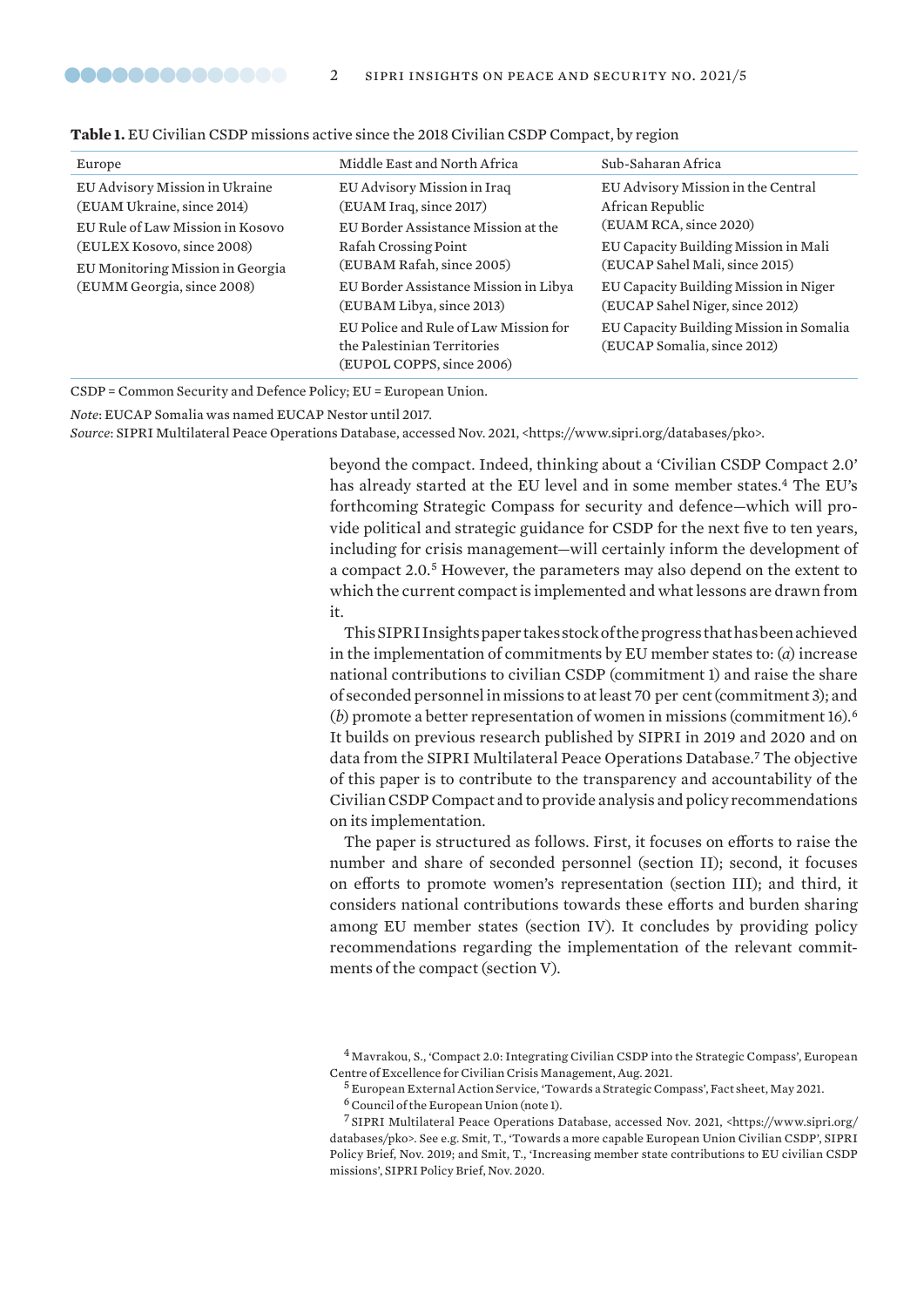**Table 1.** EU Civilian CSDP missions active since the 2018 Civilian CSDP Compact, by region

| Europe | Middle East and North Africa | Sub-Saharan Africa |
|---|---|---|
| EU Advisory Mission in Ukraine (EUAM Ukraine, since 2014) | EU Advisory Mission in Iraq (EUAM Iraq, since 2017) | EU Advisory Mission in the Central African Republic (EUAM RCA, since 2020) |
| EU Rule of Law Mission in Kosovo (EULEX Kosovo, since 2008) | EU Border Assistance Mission at the Rafah Crossing Point (EUBAM Rafah, since 2005) | EU Capacity Building Mission in Mali (EUCAP Sahel Mali, since 2015) |
| EU Monitoring Mission in Georgia (EUMM Georgia, since 2008) | EU Border Assistance Mission in Libya (EUBAM Libya, since 2013) | EU Capacity Building Mission in Niger (EUCAP Sahel Niger, since 2012) |
| | EU Police and Rule of Law Mission for the Palestinian Territories (EUPOL COPPS, since 2006) | EU Capacity Building Mission in Somalia (EUCAP Somalia, since 2012) |

CSDP = Common Security and Defence Policy; EU = European Union.

*Note*: EUCAP Somalia was named EUCAP Nestor until 2017.

*Source*: SIPRI Multilateral Peace Operations Database, accessed Nov. 2021, <https://www.sipri.org/databases/pko>.

beyond the compact. Indeed, thinking about a 'Civilian CSDP Compact 2.0' has already started at the EU level and in some member states.[4] The EU's forthcoming Strategic Compass for security and defence—which will provide political and strategic guidance for CSDP for the next five to ten years, including for crisis management—will certainly inform the development of a compact 2.0.[5] However, the parameters may also depend on the extent to which the current compact is implemented and what lessons are drawn from it.

This SIPRI Insights paper takes stock of the progress that has been achieved in the implementation of commitments by EU member states to: (*a*) increase national contributions to civilian CSDP (commitment 1) and raise the share of seconded personnel in missions to at least 70 per cent (commitment 3); and (*b*) promote a better representation of women in missions (commitment 16).[6] It builds on previous research published by SIPRI in 2019 and 2020 and on data from the SIPRI Multilateral Peace Operations Database.[7] The objective of this paper is to contribute to the transparency and accountability of the Civilian CSDP Compact and to provide analysis and policy recommendations on its implementation.

The paper is structured as follows. First, it focuses on efforts to raise the number and share of seconded personnel (section II); second, it focuses on efforts to promote women's representation (section III); and third, it considers national contributions towards these efforts and burden sharing among EU member states (section IV). It concludes by providing policy recommendations regarding the implementation of the relevant commitments of the compact (section V).

[4] Mavrakou, S., 'Compact 2.0: Integrating Civilian CSDP into the Strategic Compass', European Centre of Excellence for Civilian Crisis Management, Aug. 2021.

[5] European External Action Service, 'Towards a Strategic Compass', Fact sheet, May 2021.

[6] Council of the European Union (note 1).

[7] SIPRI Multilateral Peace Operations Database, accessed Nov. 2021, <https://www.sipri.org/databases/pko>. See e.g. Smit, T., 'Towards a more capable European Union Civilian CSDP', SIPRI Policy Brief, Nov. 2019; and Smit, T., 'Increasing member state contributions to EU civilian CSDP missions', SIPRI Policy Brief, Nov. 2020.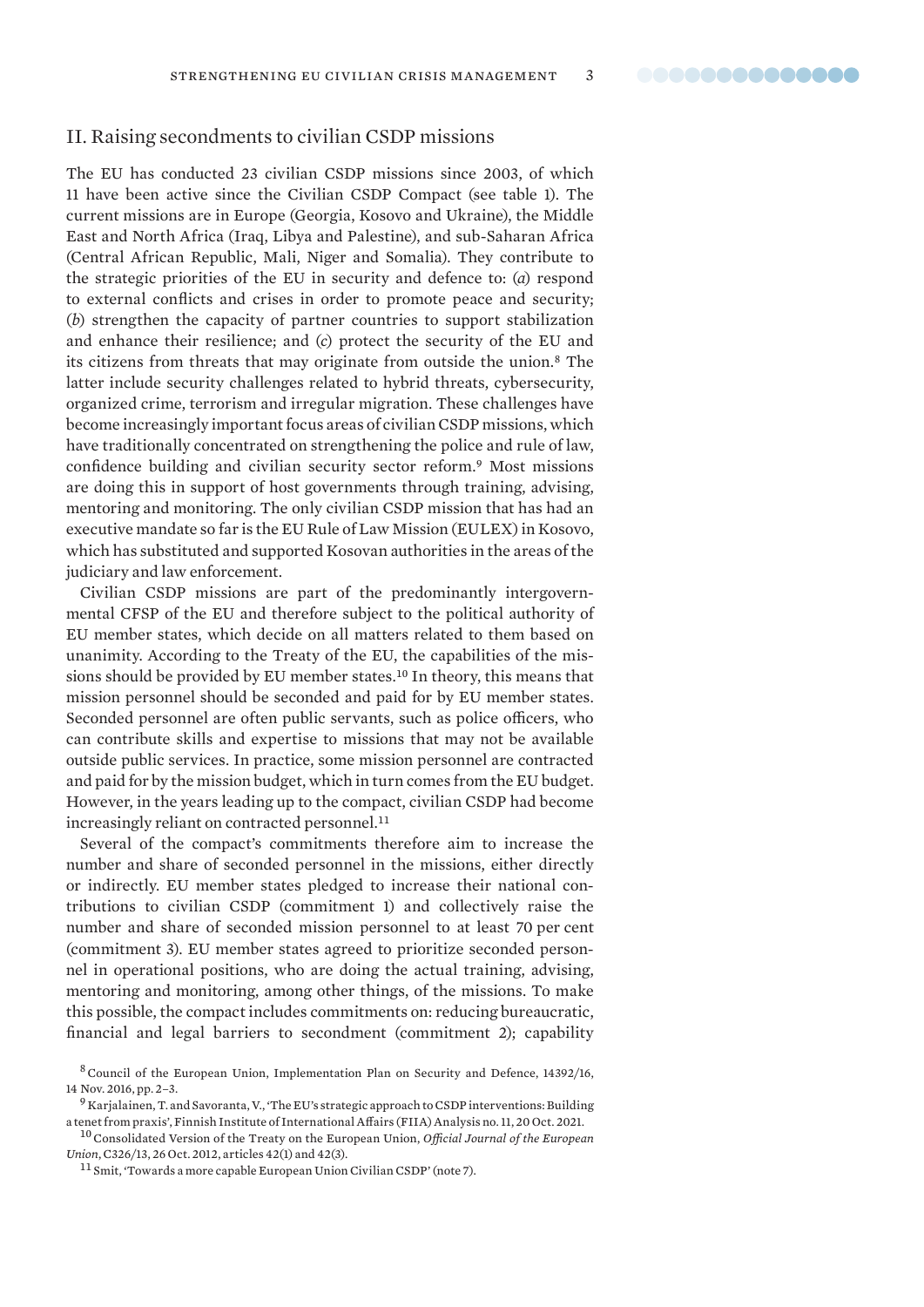## II. Raising secondments to civilian CSDP missions

The EU has conducted 23 civilian CSDP missions since 2003, of which 11 have been active since the Civilian CSDP Compact (see table 1). The current missions are in Europe (Georgia, Kosovo and Ukraine), the Middle East and North Africa (Iraq, Libya and Palestine), and sub-Saharan Africa (Central African Republic, Mali, Niger and Somalia). They contribute to the strategic priorities of the EU in security and defence to: (*a*) respond to external conflicts and crises in order to promote peace and security; (*b*) strengthen the capacity of partner countries to support stabilization and enhance their resilience; and (*c*) protect the security of the EU and its citizens from threats that may originate from outside the union.[8] The latter include security challenges related to hybrid threats, cybersecurity, organized crime, terrorism and irregular migration. These challenges have become increasingly important focus areas of civilian CSDP missions, which have traditionally concentrated on strengthening the police and rule of law, confidence building and civilian security sector reform.[9] Most missions are doing this in support of host governments through training, advising, mentoring and monitoring. The only civilian CSDP mission that has had an executive mandate so far is the EU Rule of Law Mission (EULEX) in Kosovo, which has substituted and supported Kosovan authorities in the areas of the judiciary and law enforcement.

Civilian CSDP missions are part of the predominantly intergovernmental CFSP of the EU and therefore subject to the political authority of EU member states, which decide on all matters related to them based on unanimity. According to the Treaty of the EU, the capabilities of the missions should be provided by EU member states.[10] In theory, this means that mission personnel should be seconded and paid for by EU member states. Seconded personnel are often public servants, such as police officers, who can contribute skills and expertise to missions that may not be available outside public services. In practice, some mission personnel are contracted and paid for by the mission budget, which in turn comes from the EU budget. However, in the years leading up to the compact, civilian CSDP had become increasingly reliant on contracted personnel.[11]

Several of the compact's commitments therefore aim to increase the number and share of seconded personnel in the missions, either directly or indirectly. EU member states pledged to increase their national contributions to civilian CSDP (commitment 1) and collectively raise the number and share of seconded mission personnel to at least 70 per cent (commitment 3). EU member states agreed to prioritize seconded personnel in operational positions, who are doing the actual training, advising, mentoring and monitoring, among other things, of the missions. To make this possible, the compact includes commitments on: reducing bureaucratic, financial and legal barriers to secondment (commitment 2); capability

---

[8] Council of the European Union, Implementation Plan on Security and Defence, 14392/16, 14 Nov. 2016, pp. 2–3.

[9] Karjalainen, T. and Savoranta, V., 'The EU's strategic approach to CSDP interventions: Building a tenet from praxis', Finnish Institute of International Affairs (FIIA) Analysis no. 11, 20 Oct. 2021.

[10] Consolidated Version of the Treaty on the European Union, *Official Journal of the European Union*, C326/13, 26 Oct. 2012, articles 42(1) and 42(3).

[11] Smit, 'Towards a more capable European Union Civilian CSDP' (note 7).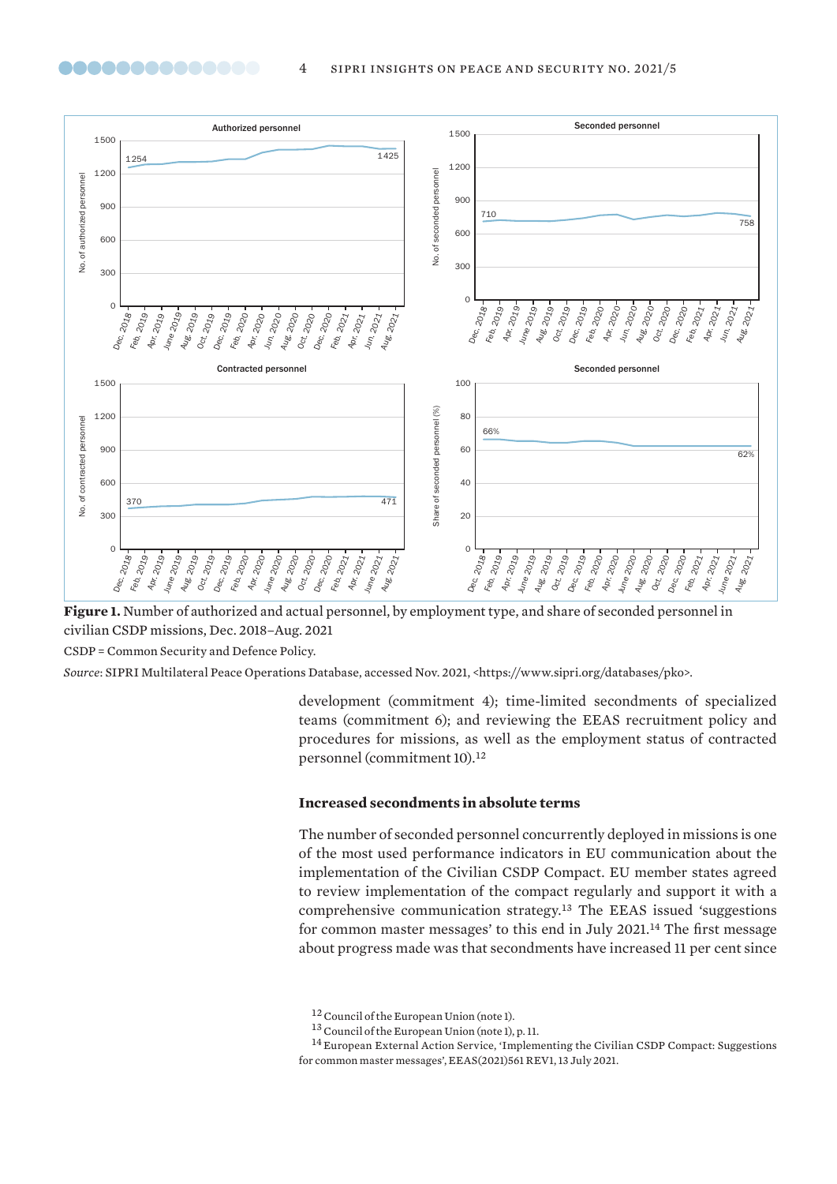**Figure 1.** Number of authorized and actual personnel, by employment type, and share of seconded personnel in civilian CSDP missions, Dec. 2018–Aug. 2021

CSDP = Common Security and Defence Policy.

*Source*: SIPRI Multilateral Peace Operations Database, accessed Nov. 2021, <https://www.sipri.org/databases/pko>.

development (commitment 4); time-limited secondments of specialized teams (commitment 6); and reviewing the EEAS recruitment policy and procedures for missions, as well as the employment status of contracted personnel (commitment 10).[12]

### Increased secondments in absolute terms

The number of seconded personnel concurrently deployed in missions is one of the most used performance indicators in EU communication about the implementation of the Civilian CSDP Compact. EU member states agreed to review implementation of the compact regularly and support it with a comprehensive communication strategy.[13] The EEAS issued 'suggestions for common master messages' to this end in July 2021.[14] The first message about progress made was that secondments have increased 11 per cent since

[12] Council of the European Union (note 1).

[13] Council of the European Union (note 1), p. 11.

[14] European External Action Service, 'Implementing the Civilian CSDP Compact: Suggestions for common master messages', EEAS(2021)561 REV1, 13 July 2021.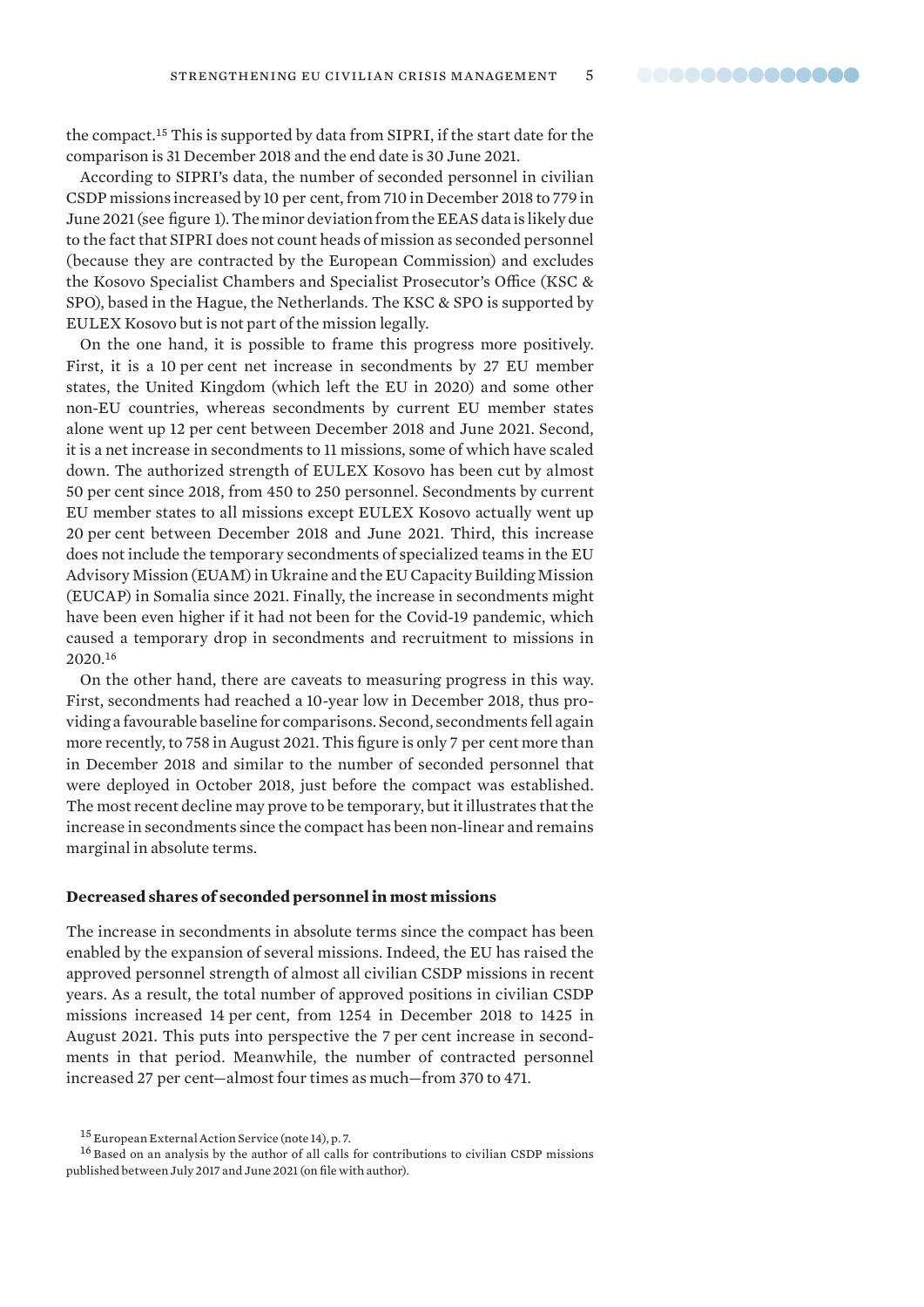the compact.[15] This is supported by data from SIPRI, if the start date for the comparison is 31 December 2018 and the end date is 30 June 2021.

According to SIPRI's data, the number of seconded personnel in civilian CSDP missions increased by 10 per cent, from 710 in December 2018 to 779 in June 2021 (see figure 1). The minor deviation from the EEAS data is likely due to the fact that SIPRI does not count heads of mission as seconded personnel (because they are contracted by the European Commission) and excludes the Kosovo Specialist Chambers and Specialist Prosecutor's Office (KSC & SPO), based in the Hague, the Netherlands. The KSC & SPO is supported by EULEX Kosovo but is not part of the mission legally.

On the one hand, it is possible to frame this progress more positively. First, it is a 10 per cent net increase in secondments by 27 EU member states, the United Kingdom (which left the EU in 2020) and some other non-EU countries, whereas secondments by current EU member states alone went up 12 per cent between December 2018 and June 2021. Second, it is a net increase in secondments to 11 missions, some of which have scaled down. The authorized strength of EULEX Kosovo has been cut by almost 50 per cent since 2018, from 450 to 250 personnel. Secondments by current EU member states to all missions except EULEX Kosovo actually went up 20 per cent between December 2018 and June 2021. Third, this increase does not include the temporary secondments of specialized teams in the EU Advisory Mission (EUAM) in Ukraine and the EU Capacity Building Mission (EUCAP) in Somalia since 2021. Finally, the increase in secondments might have been even higher if it had not been for the Covid-19 pandemic, which caused a temporary drop in secondments and recruitment to missions in 2020.[16]

On the other hand, there are caveats to measuring progress in this way. First, secondments had reached a 10-year low in December 2018, thus providing a favourable baseline for comparisons. Second, secondments fell again more recently, to 758 in August 2021. This figure is only 7 per cent more than in December 2018 and similar to the number of seconded personnel that were deployed in October 2018, just before the compact was established. The most recent decline may prove to be temporary, but it illustrates that the increase in secondments since the compact has been non-linear and remains marginal in absolute terms.

### Decreased shares of seconded personnel in most missions

The increase in secondments in absolute terms since the compact has been enabled by the expansion of several missions. Indeed, the EU has raised the approved personnel strength of almost all civilian CSDP missions in recent years. As a result, the total number of approved positions in civilian CSDP missions increased 14 per cent, from 1254 in December 2018 to 1425 in August 2021. This puts into perspective the 7 per cent increase in secondments in that period. Meanwhile, the number of contracted personnel increased 27 per cent—almost four times as much—from 370 to 471.

[15] European External Action Service (note 14), p. 7.

[16] Based on an analysis by the author of all calls for contributions to civilian CSDP missions published between July 2017 and June 2021 (on file with author).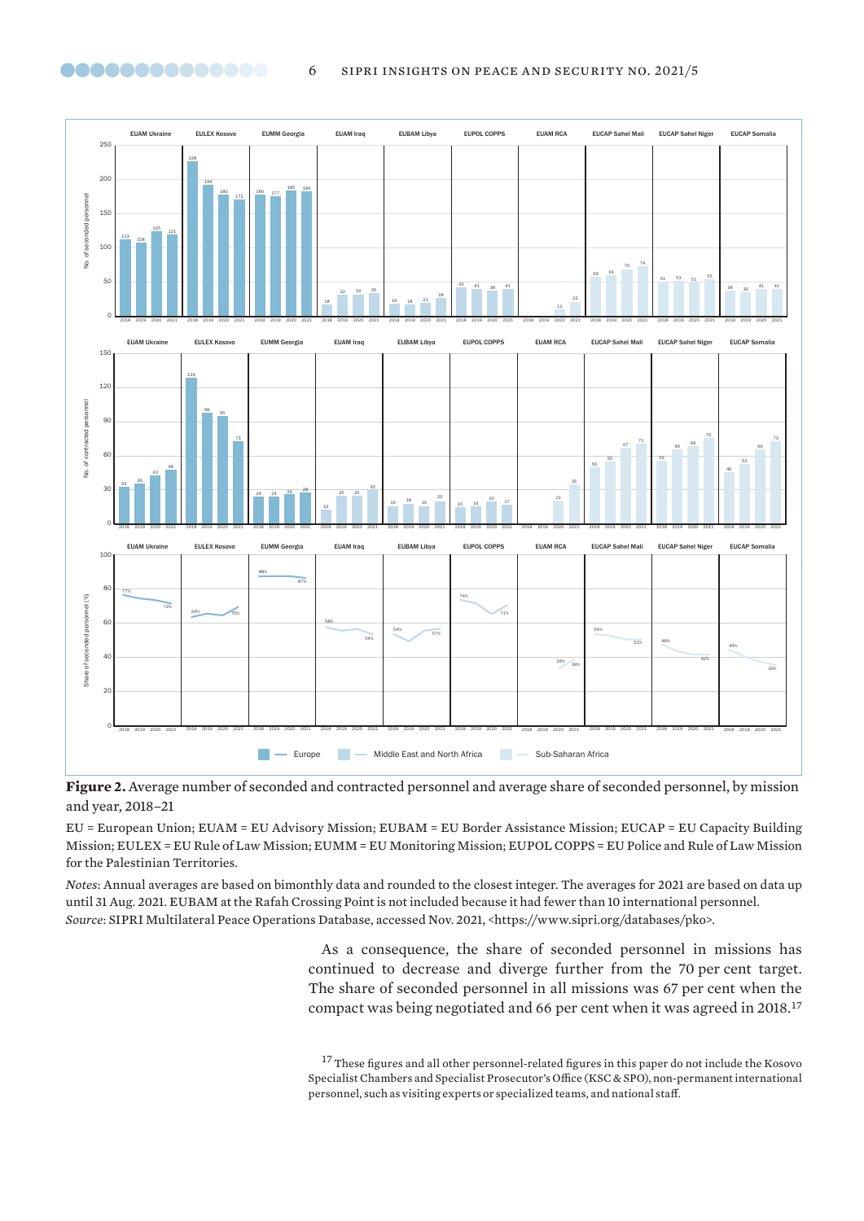**Figure 2.** Average number of seconded and contracted personnel and average share of seconded personnel, by mission and year, 2018–21

EU = European Union; EUAM = EU Advisory Mission; EUBAM = EU Border Assistance Mission; EUCAP = EU Capacity Building Mission; EULEX = EU Rule of Law Mission; EUMM = EU Monitoring Mission; EUPOL COPPS = EU Police and Rule of Law Mission for the Palestinian Territories.

*Notes*: Annual averages are based on bimonthly data and rounded to the closest integer. The averages for 2021 are based on data up until 31 Aug. 2021. EUBAM at the Rafah Crossing Point is not included because it had fewer than 10 international personnel.
*Source*: SIPRI Multilateral Peace Operations Database, accessed Nov. 2021, <https://www.sipri.org/databases/pko>.

As a consequence, the share of seconded personnel in missions has continued to decrease and diverge further from the 70 per cent target. The share of seconded personnel in all missions was 67 per cent when the compact was being negotiated and 66 per cent when it was agreed in 2018.[17]

[17] These figures and all other personnel-related figures in this paper do not include the Kosovo Specialist Chambers and Specialist Prosecutor's Office (KSC & SPO), non-permanent international personnel, such as visiting experts or specialized teams, and national staff.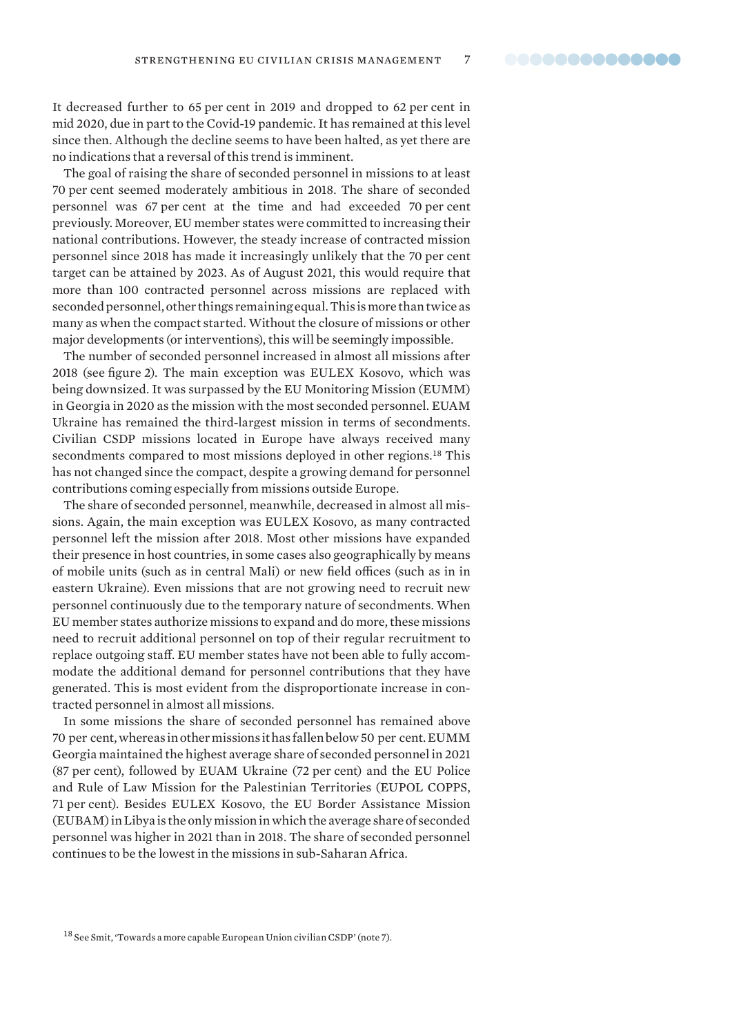It decreased further to 65 per cent in 2019 and dropped to 62 per cent in mid 2020, due in part to the Covid-19 pandemic. It has remained at this level since then. Although the decline seems to have been halted, as yet there are no indications that a reversal of this trend is imminent.

The goal of raising the share of seconded personnel in missions to at least 70 per cent seemed moderately ambitious in 2018. The share of seconded personnel was 67 per cent at the time and had exceeded 70 per cent previously. Moreover, EU member states were committed to increasing their national contributions. However, the steady increase of contracted mission personnel since 2018 has made it increasingly unlikely that the 70 per cent target can be attained by 2023. As of August 2021, this would require that more than 100 contracted personnel across missions are replaced with seconded personnel, other things remaining equal. This is more than twice as many as when the compact started. Without the closure of missions or other major developments (or interventions), this will be seemingly impossible.

The number of seconded personnel increased in almost all missions after 2018 (see figure 2). The main exception was EULEX Kosovo, which was being downsized. It was surpassed by the EU Monitoring Mission (EUMM) in Georgia in 2020 as the mission with the most seconded personnel. EUAM Ukraine has remained the third-largest mission in terms of secondments. Civilian CSDP missions located in Europe have always received many secondments compared to most missions deployed in other regions.[18] This has not changed since the compact, despite a growing demand for personnel contributions coming especially from missions outside Europe.

The share of seconded personnel, meanwhile, decreased in almost all missions. Again, the main exception was EULEX Kosovo, as many contracted personnel left the mission after 2018. Most other missions have expanded their presence in host countries, in some cases also geographically by means of mobile units (such as in central Mali) or new field offices (such as in in eastern Ukraine). Even missions that are not growing need to recruit new personnel continuously due to the temporary nature of secondments. When EU member states authorize missions to expand and do more, these missions need to recruit additional personnel on top of their regular recruitment to replace outgoing staff. EU member states have not been able to fully accommodate the additional demand for personnel contributions that they have generated. This is most evident from the disproportionate increase in contracted personnel in almost all missions.

In some missions the share of seconded personnel has remained above 70 per cent, whereas in other missions it has fallen below 50 per cent. EUMM Georgia maintained the highest average share of seconded personnel in 2021 (87 per cent), followed by EUAM Ukraine (72 per cent) and the EU Police and Rule of Law Mission for the Palestinian Territories (EUPOL COPPS, 71 per cent). Besides EULEX Kosovo, the EU Border Assistance Mission (EUBAM) in Libya is the only mission in which the average share of seconded personnel was higher in 2021 than in 2018. The share of seconded personnel continues to be the lowest in the missions in sub-Saharan Africa.

[18] See Smit, 'Towards a more capable European Union civilian CSDP' (note 7).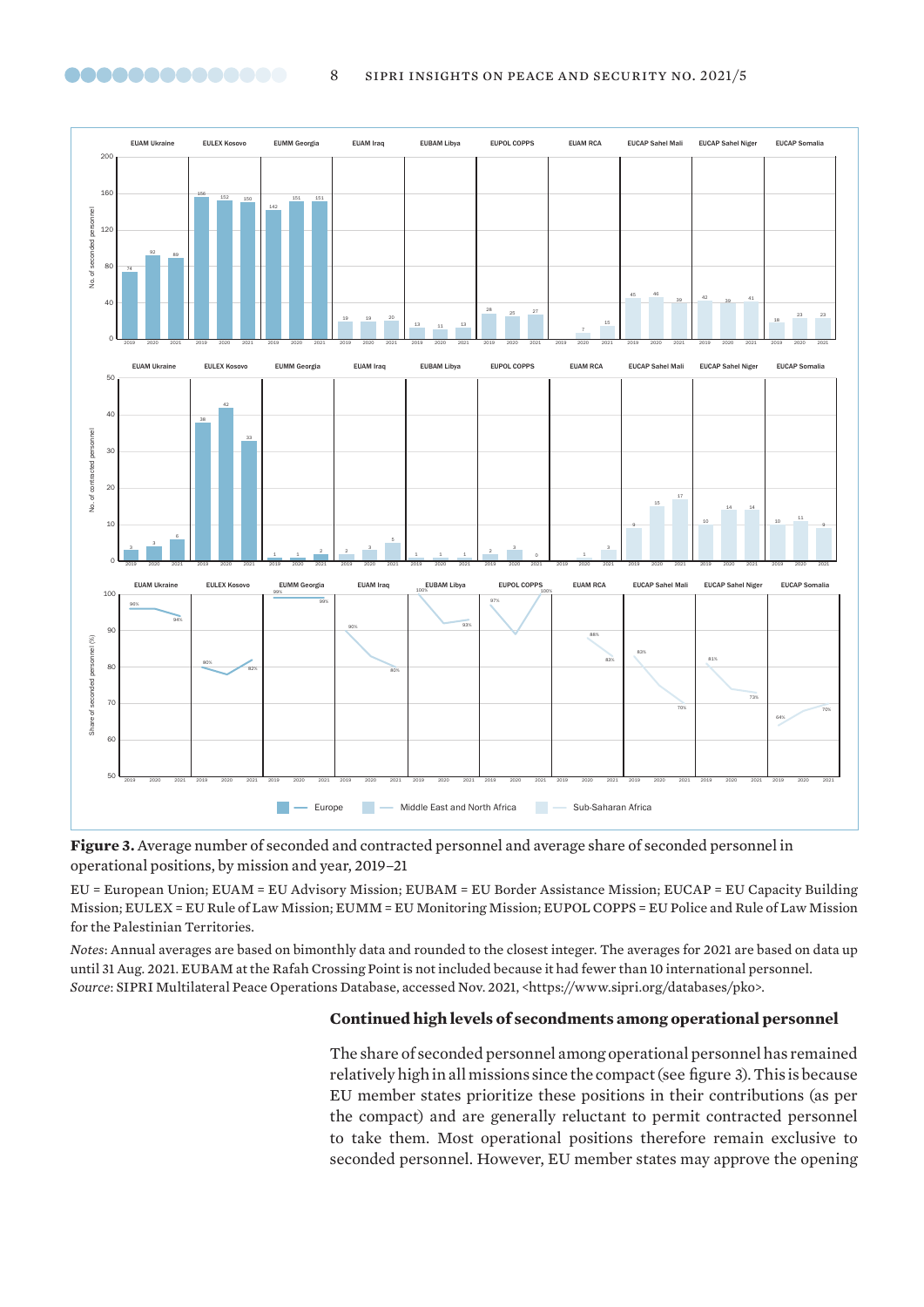**Figure 3.** Average number of seconded and contracted personnel and average share of seconded personnel in operational positions, by mission and year, 2019–21

EU = European Union; EUAM = EU Advisory Mission; EUBAM = EU Border Assistance Mission; EUCAP = EU Capacity Building Mission; EULEX = EU Rule of Law Mission; EUMM = EU Monitoring Mission; EUPOL COPPS = EU Police and Rule of Law Mission for the Palestinian Territories.

*Notes*: Annual averages are based on bimonthly data and rounded to the closest integer. The averages for 2021 are based on data up until 31 Aug. 2021. EUBAM at the Rafah Crossing Point is not included because it had fewer than 10 international personnel.
*Source*: SIPRI Multilateral Peace Operations Database, accessed Nov. 2021, <https://www.sipri.org/databases/pko>.

## Continued high levels of secondments among operational personnel

The share of seconded personnel among operational personnel has remained relatively high in all missions since the compact (see figure 3). This is because EU member states prioritize these positions in their contributions (as per the compact) and are generally reluctant to permit contracted personnel to take them. Most operational positions therefore remain exclusive to seconded personnel. However, EU member states may approve the opening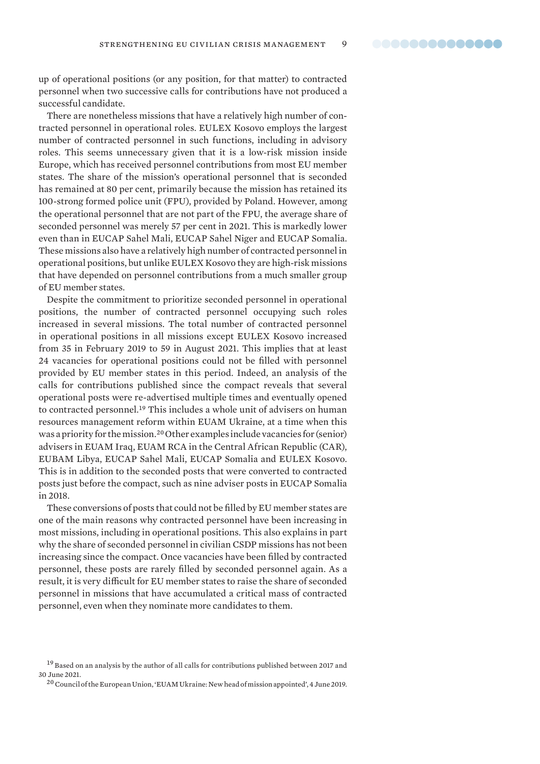up of operational positions (or any position, for that matter) to contracted personnel when two successive calls for contributions have not produced a successful candidate.

There are nonetheless missions that have a relatively high number of contracted personnel in operational roles. EULEX Kosovo employs the largest number of contracted personnel in such functions, including in advisory roles. This seems unnecessary given that it is a low-risk mission inside Europe, which has received personnel contributions from most EU member states. The share of the mission's operational personnel that is seconded has remained at 80 per cent, primarily because the mission has retained its 100-strong formed police unit (FPU), provided by Poland. However, among the operational personnel that are not part of the FPU, the average share of seconded personnel was merely 57 per cent in 2021. This is markedly lower even than in EUCAP Sahel Mali, EUCAP Sahel Niger and EUCAP Somalia. These missions also have a relatively high number of contracted personnel in operational positions, but unlike EULEX Kosovo they are high-risk missions that have depended on personnel contributions from a much smaller group of EU member states.

Despite the commitment to prioritize seconded personnel in operational positions, the number of contracted personnel occupying such roles increased in several missions. The total number of contracted personnel in operational positions in all missions except EULEX Kosovo increased from 35 in February 2019 to 59 in August 2021. This implies that at least 24 vacancies for operational positions could not be filled with personnel provided by EU member states in this period. Indeed, an analysis of the calls for contributions published since the compact reveals that several operational posts were re-advertised multiple times and eventually opened to contracted personnel.[19] This includes a whole unit of advisers on human resources management reform within EUAM Ukraine, at a time when this was a priority for the mission.[20] Other examples include vacancies for (senior) advisers in EUAM Iraq, EUAM RCA in the Central African Republic (CAR), EUBAM Libya, EUCAP Sahel Mali, EUCAP Somalia and EULEX Kosovo. This is in addition to the seconded posts that were converted to contracted posts just before the compact, such as nine adviser posts in EUCAP Somalia in 2018.

These conversions of posts that could not be filled by EU member states are one of the main reasons why contracted personnel have been increasing in most missions, including in operational positions. This also explains in part why the share of seconded personnel in civilian CSDP missions has not been increasing since the compact. Once vacancies have been filled by contracted personnel, these posts are rarely filled by seconded personnel again. As a result, it is very difficult for EU member states to raise the share of seconded personnel in missions that have accumulated a critical mass of contracted personnel, even when they nominate more candidates to them.

[19] Based on an analysis by the author of all calls for contributions published between 2017 and 30 June 2021.

[20] Council of the European Union, 'EUAM Ukraine: New head of mission appointed', 4 June 2019.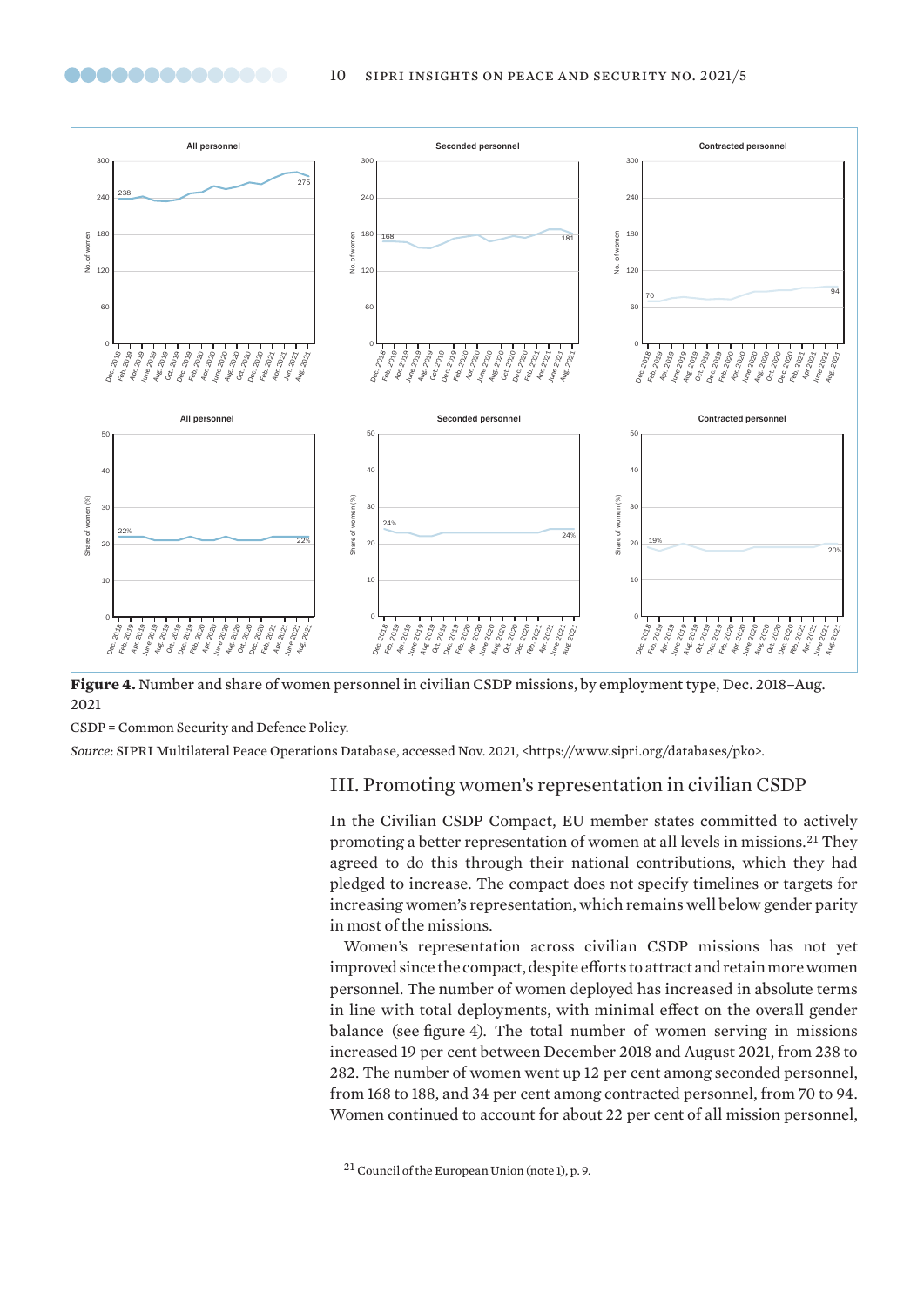**Figure 4.** Number and share of women personnel in civilian CSDP missions, by employment type, Dec. 2018–Aug. 2021

CSDP = Common Security and Defence Policy.

*Source*: SIPRI Multilateral Peace Operations Database, accessed Nov. 2021, <https://www.sipri.org/databases/pko>.

## III. Promoting women's representation in civilian CSDP

In the Civilian CSDP Compact, EU member states committed to actively promoting a better representation of women at all levels in missions.[21] They agreed to do this through their national contributions, which they had pledged to increase. The compact does not specify timelines or targets for increasing women's representation, which remains well below gender parity in most of the missions.

Women's representation across civilian CSDP missions has not yet improved since the compact, despite efforts to attract and retain more women personnel. The number of women deployed has increased in absolute terms in line with total deployments, with minimal effect on the overall gender balance (see figure 4). The total number of women serving in missions increased 19 per cent between December 2018 and August 2021, from 238 to 282. The number of women went up 12 per cent among seconded personnel, from 168 to 188, and 34 per cent among contracted personnel, from 70 to 94. Women continued to account for about 22 per cent of all mission personnel,

[21] Council of the European Union (note 1), p. 9.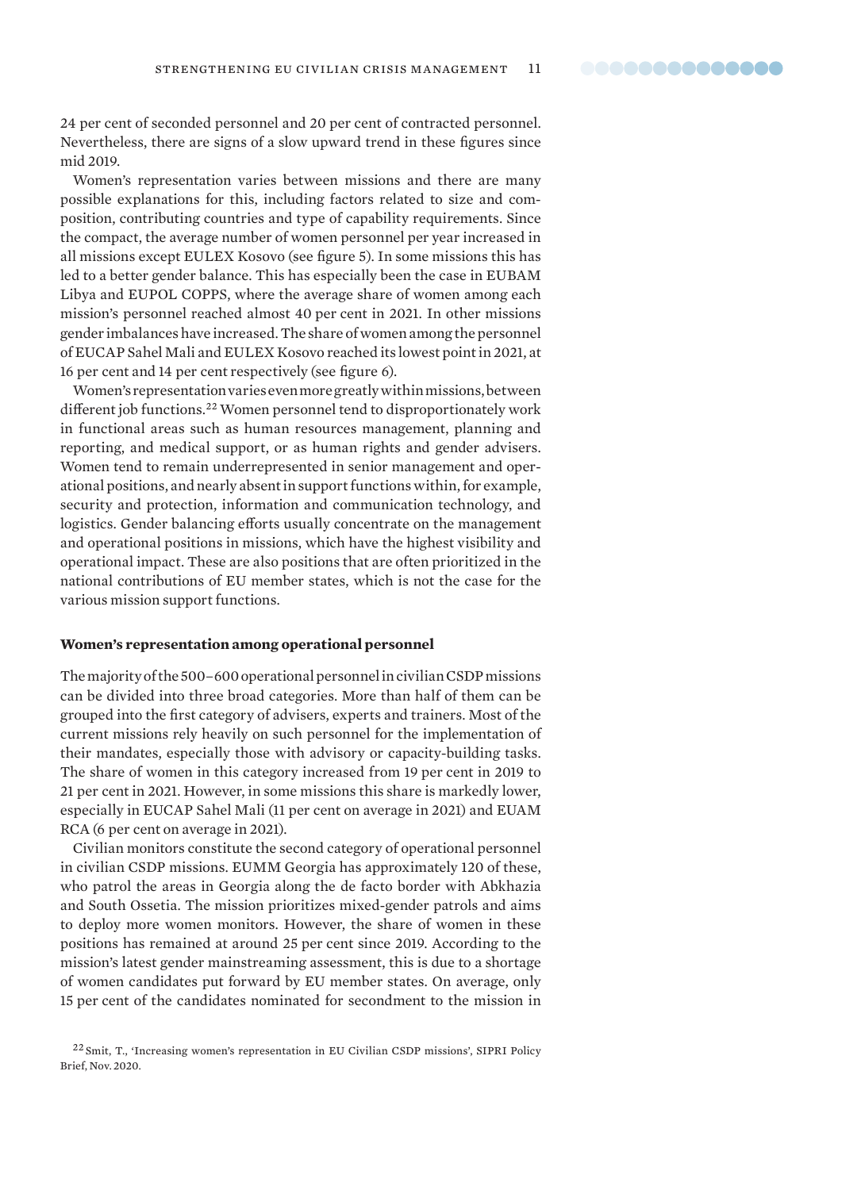24 per cent of seconded personnel and 20 per cent of contracted personnel. Nevertheless, there are signs of a slow upward trend in these figures since mid 2019.

Women's representation varies between missions and there are many possible explanations for this, including factors related to size and composition, contributing countries and type of capability requirements. Since the compact, the average number of women personnel per year increased in all missions except EULEX Kosovo (see figure 5). In some missions this has led to a better gender balance. This has especially been the case in EUBAM Libya and EUPOL COPPS, where the average share of women among each mission's personnel reached almost 40 per cent in 2021. In other missions gender imbalances have increased. The share of women among the personnel of EUCAP Sahel Mali and EULEX Kosovo reached its lowest point in 2021, at 16 per cent and 14 per cent respectively (see figure 6).

Women's representation varies even more greatly within missions, between different job functions.[22] Women personnel tend to disproportionately work in functional areas such as human resources management, planning and reporting, and medical support, or as human rights and gender advisers. Women tend to remain underrepresented in senior management and operational positions, and nearly absent in support functions within, for example, security and protection, information and communication technology, and logistics. Gender balancing efforts usually concentrate on the management and operational positions in missions, which have the highest visibility and operational impact. These are also positions that are often prioritized in the national contributions of EU member states, which is not the case for the various mission support functions.

**Women's representation among operational personnel**

The majority of the 500–600 operational personnel in civilian CSDP missions can be divided into three broad categories. More than half of them can be grouped into the first category of advisers, experts and trainers. Most of the current missions rely heavily on such personnel for the implementation of their mandates, especially those with advisory or capacity-building tasks. The share of women in this category increased from 19 per cent in 2019 to 21 per cent in 2021. However, in some missions this share is markedly lower, especially in EUCAP Sahel Mali (11 per cent on average in 2021) and EUAM RCA (6 per cent on average in 2021).

Civilian monitors constitute the second category of operational personnel in civilian CSDP missions. EUMM Georgia has approximately 120 of these, who patrol the areas in Georgia along the de facto border with Abkhazia and South Ossetia. The mission prioritizes mixed-gender patrols and aims to deploy more women monitors. However, the share of women in these positions has remained at around 25 per cent since 2019. According to the mission's latest gender mainstreaming assessment, this is due to a shortage of women candidates put forward by EU member states. On average, only 15 per cent of the candidates nominated for secondment to the mission in

[22] Smit, T., 'Increasing women's representation in EU Civilian CSDP missions', SIPRI Policy Brief, Nov. 2020.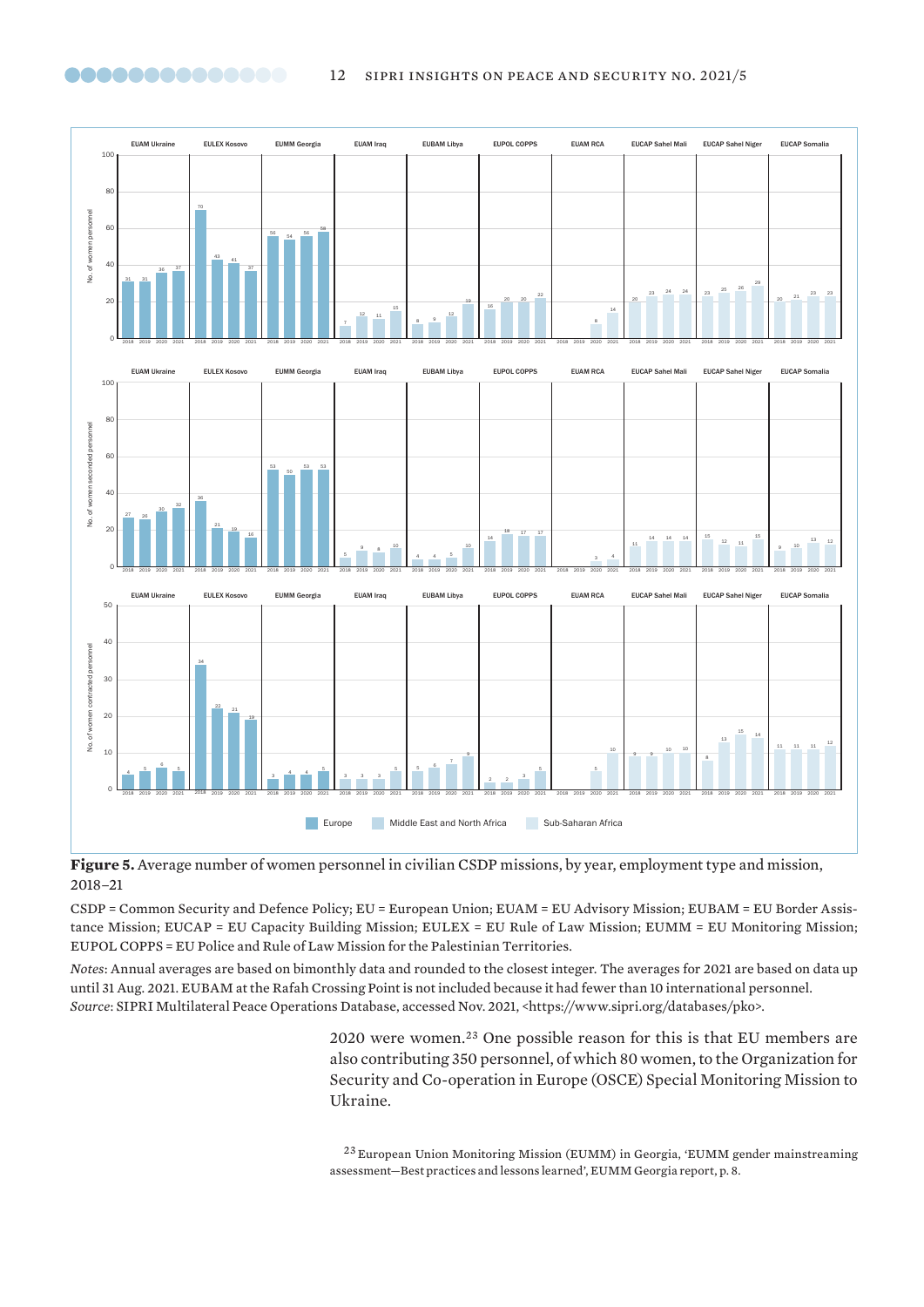| Mission | Region | Women personnel 2018 | 2019 | 2020 | 2021 | Women seconded personnel 2018 | 2019 | 2020 | 2021 | Women contracted personnel 2018 | 2019 | 2020 | 2021 |
|---|---|---|---|---|---|---|---|---|---|---|---|---|---|
| EUAM Ukraine | Europe | 31 | 31 | 36 | 37 | 27 | 26 | 30 | 32 | 4 | 5 | 6 | 5 |
| EULEX Kosovo | Europe | 70 | 43 | 41 | 37 | 36 | 21 | 19 | 16 | 34 | 22 | 21 | 19 |
| EUMM Georgia | Europe | 56 | 54 | 56 | 58 | 53 | 50 | 53 | 53 | 3 | 4 | 4 | 5 |
| EUAM Iraq | Middle East and North Africa | 7 | 12 | 11 | 15 | 5 | 9 | 8 | 10 | 3 | 3 | 3 | 5 |
| EUBAM Libya | Middle East and North Africa | 8 | 9 | 12 | 19 | 4 | 4 | 5 | 10 | 5 | 6 | 7 | 9 |
| EUPOL COPPS | Middle East and North Africa | 16 | 20 | 20 | 22 | 14 | 18 | 17 | 17 | 2 | 2 | 3 | 5 |
| EUAM RCA | Sub-Saharan Africa | | | 8 | 14 | | | 3 | 4 | | | 5 | 10 |
| EUCAP Sahel Mali | Sub-Saharan Africa | 20 | 23 | 24 | 24 | 11 | 14 | 14 | 14 | 9 | 9 | 10 | 10 |
| EUCAP Sahel Niger | Sub-Saharan Africa | 23 | 25 | 26 | 29 | 15 | 12 | 11 | 15 | 8 | 13 | 15 | 14 |
| EUCAP Somalia | Sub-Saharan Africa | 20 | 21 | 23 | 23 | 9 | 10 | 13 | 12 | 11 | 11 | 11 | 12 |

**Figure 5.** Average number of women personnel in civilian CSDP missions, by year, employment type and mission, 2018–21

CSDP = Common Security and Defence Policy; EU = European Union; EUAM = EU Advisory Mission; EUBAM = EU Border Assistance Mission; EUCAP = EU Capacity Building Mission; EULEX = EU Rule of Law Mission; EUMM = EU Monitoring Mission; EUPOL COPPS = EU Police and Rule of Law Mission for the Palestinian Territories.

*Notes*: Annual averages are based on bimonthly data and rounded to the closest integer. The averages for 2021 are based on data up until 31 Aug. 2021. EUBAM at the Rafah Crossing Point is not included because it had fewer than 10 international personnel.
*Source*: SIPRI Multilateral Peace Operations Database, accessed Nov. 2021, <https://www.sipri.org/databases/pko>.

2020 were women.[23] One possible reason for this is that EU members are also contributing 350 personnel, of which 80 women, to the Organization for Security and Co-operation in Europe (OSCE) Special Monitoring Mission to Ukraine.

[23] European Union Monitoring Mission (EUMM) in Georgia, 'EUMM gender mainstreaming assessment—Best practices and lessons learned', EUMM Georgia report, p. 8.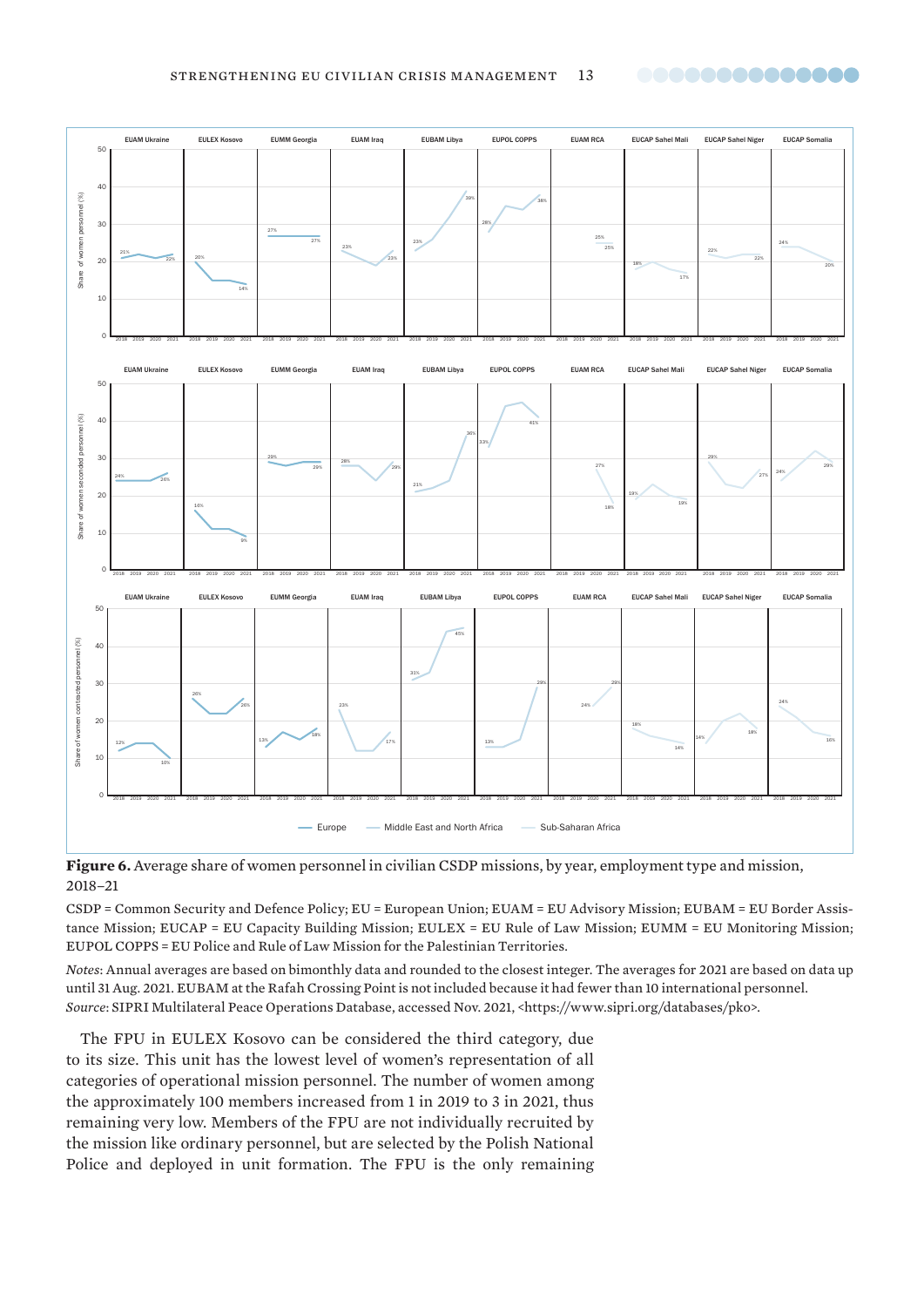**Figure 6.** Average share of women personnel in civilian CSDP missions, by year, employment type and mission, 2018–21

CSDP = Common Security and Defence Policy; EU = European Union; EUAM = EU Advisory Mission; EUBAM = EU Border Assistance Mission; EUCAP = EU Capacity Building Mission; EULEX = EU Rule of Law Mission; EUMM = EU Monitoring Mission; EUPOL COPPS = EU Police and Rule of Law Mission for the Palestinian Territories.

*Notes*: Annual averages are based on bimonthly data and rounded to the closest integer. The averages for 2021 are based on data up until 31 Aug. 2021. EUBAM at the Rafah Crossing Point is not included because it had fewer than 10 international personnel.

*Source*: SIPRI Multilateral Peace Operations Database, accessed Nov. 2021, <https://www.sipri.org/databases/pko>.

The FPU in EULEX Kosovo can be considered the third category, due to its size. This unit has the lowest level of women's representation of all categories of operational mission personnel. The number of women among the approximately 100 members increased from 1 in 2019 to 3 in 2021, thus remaining very low. Members of the FPU are not individually recruited by the mission like ordinary personnel, but are selected by the Polish National Police and deployed in unit formation. The FPU is the only remaining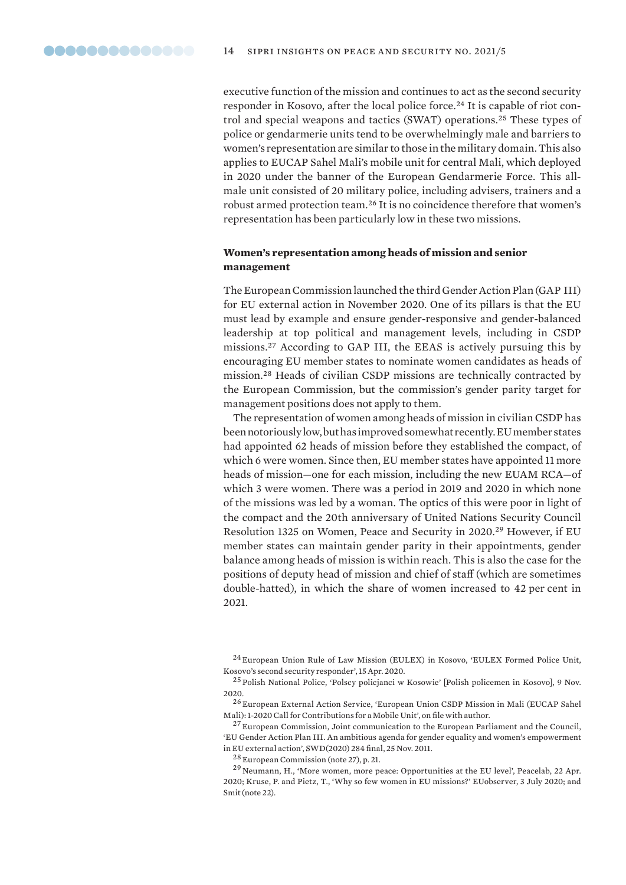executive function of the mission and continues to act as the second security responder in Kosovo, after the local police force.[24] It is capable of riot control and special weapons and tactics (SWAT) operations.[25] These types of police or gendarmerie units tend to be overwhelmingly male and barriers to women's representation are similar to those in the military domain. This also applies to EUCAP Sahel Mali's mobile unit for central Mali, which deployed in 2020 under the banner of the European Gendarmerie Force. This all-male unit consisted of 20 military police, including advisers, trainers and a robust armed protection team.[26] It is no coincidence therefore that women's representation has been particularly low in these two missions.

### Women's representation among heads of mission and senior management

The European Commission launched the third Gender Action Plan (GAP III) for EU external action in November 2020. One of its pillars is that the EU must lead by example and ensure gender-responsive and gender-balanced leadership at top political and management levels, including in CSDP missions.[27] According to GAP III, the EEAS is actively pursuing this by encouraging EU member states to nominate women candidates as heads of mission.[28] Heads of civilian CSDP missions are technically contracted by the European Commission, but the commission's gender parity target for management positions does not apply to them.

The representation of women among heads of mission in civilian CSDP has been notoriously low, but has improved somewhat recently. EU member states had appointed 62 heads of mission before they established the compact, of which 6 were women. Since then, EU member states have appointed 11 more heads of mission—one for each mission, including the new EUAM RCA—of which 3 were women. There was a period in 2019 and 2020 in which none of the missions was led by a woman. The optics of this were poor in light of the compact and the 20th anniversary of United Nations Security Council Resolution 1325 on Women, Peace and Security in 2020.[29] However, if EU member states can maintain gender parity in their appointments, gender balance among heads of mission is within reach. This is also the case for the positions of deputy head of mission and chief of staff (which are sometimes double-hatted), in which the share of women increased to 42 per cent in 2021.

---

[24] European Union Rule of Law Mission (EULEX) in Kosovo, 'EULEX Formed Police Unit, Kosovo's second security responder', 15 Apr. 2020.

[25] Polish National Police, 'Polscy policjanci w Kosowie' [Polish policemen in Kosovo], 9 Nov. 2020.

[26] European External Action Service, 'European Union CSDP Mission in Mali (EUCAP Sahel Mali): 1-2020 Call for Contributions for a Mobile Unit', on file with author.

[27] European Commission, Joint communication to the European Parliament and the Council, 'EU Gender Action Plan III. An ambitious agenda for gender equality and women's empowerment in EU external action', SWD(2020) 284 final, 25 Nov. 2011.

[28] European Commission (note 27), p. 21.

[29] Neumann, H., 'More women, more peace: Opportunities at the EU level', Peacelab, 22 Apr. 2020; Kruse, P. and Pietz, T., 'Why so few women in EU missions?' EUobserver, 3 July 2020; and Smit (note 22).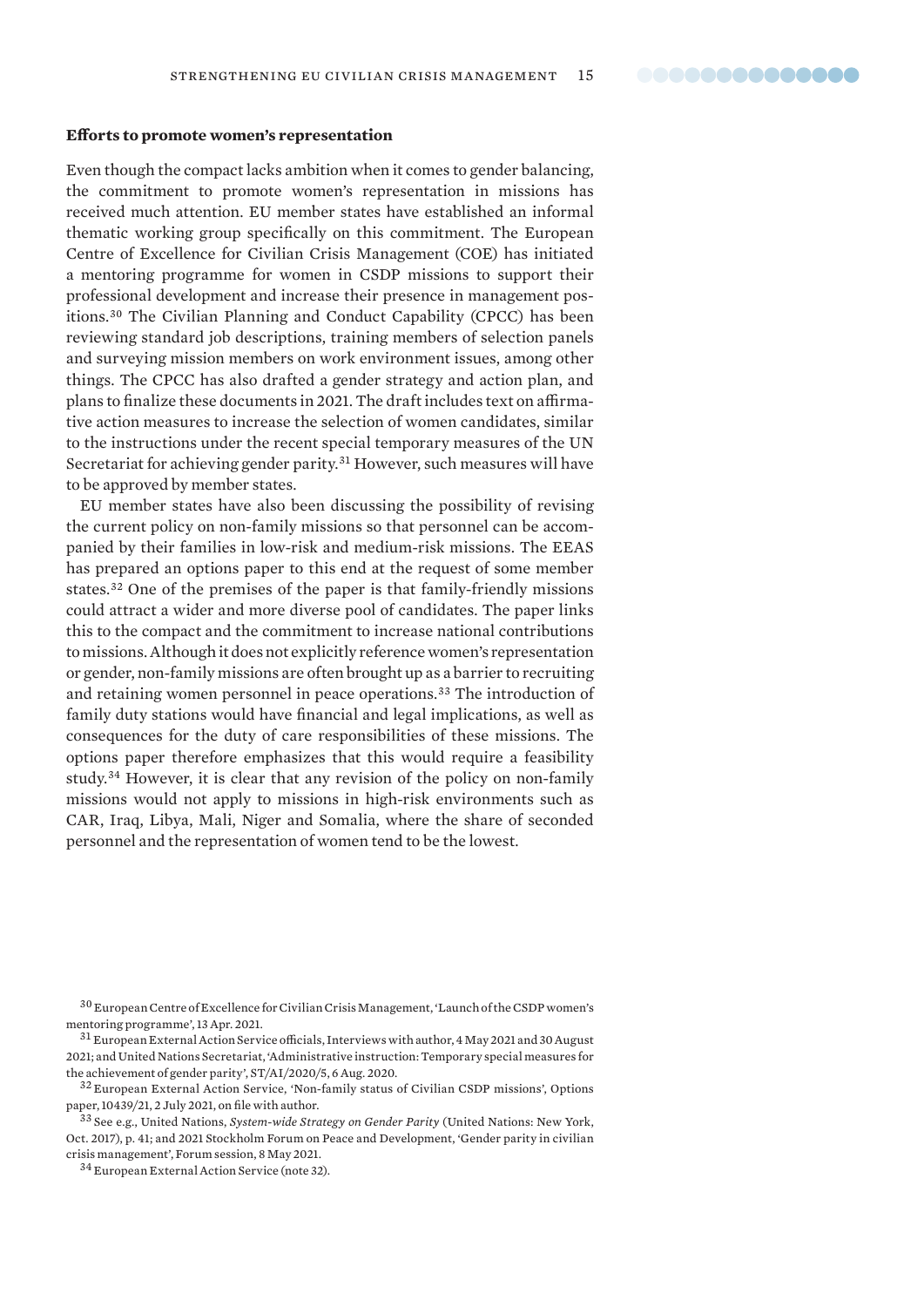### Efforts to promote women's representation

Even though the compact lacks ambition when it comes to gender balancing, the commitment to promote women's representation in missions has received much attention. EU member states have established an informal thematic working group specifically on this commitment. The European Centre of Excellence for Civilian Crisis Management (COE) has initiated a mentoring programme for women in CSDP missions to support their professional development and increase their presence in management positions.[30] The Civilian Planning and Conduct Capability (CPCC) has been reviewing standard job descriptions, training members of selection panels and surveying mission members on work environment issues, among other things. The CPCC has also drafted a gender strategy and action plan, and plans to finalize these documents in 2021. The draft includes text on affirmative action measures to increase the selection of women candidates, similar to the instructions under the recent special temporary measures of the UN Secretariat for achieving gender parity.[31] However, such measures will have to be approved by member states.

EU member states have also been discussing the possibility of revising the current policy on non-family missions so that personnel can be accompanied by their families in low-risk and medium-risk missions. The EEAS has prepared an options paper to this end at the request of some member states.[32] One of the premises of the paper is that family-friendly missions could attract a wider and more diverse pool of candidates. The paper links this to the compact and the commitment to increase national contributions to missions. Although it does not explicitly reference women's representation or gender, non-family missions are often brought up as a barrier to recruiting and retaining women personnel in peace operations.[33] The introduction of family duty stations would have financial and legal implications, as well as consequences for the duty of care responsibilities of these missions. The options paper therefore emphasizes that this would require a feasibility study.[34] However, it is clear that any revision of the policy on non-family missions would not apply to missions in high-risk environments such as CAR, Iraq, Libya, Mali, Niger and Somalia, where the share of seconded personnel and the representation of women tend to be the lowest.

---

[30] European Centre of Excellence for Civilian Crisis Management, 'Launch of the CSDP women's mentoring programme', 13 Apr. 2021.

[31] European External Action Service officials, Interviews with author, 4 May 2021 and 30 August 2021; and United Nations Secretariat, 'Administrative instruction: Temporary special measures for the achievement of gender parity', ST/AI/2020/5, 6 Aug. 2020.

[32] European External Action Service, 'Non-family status of Civilian CSDP missions', Options paper, 10439/21, 2 July 2021, on file with author.

[33] See e.g., United Nations, *System-wide Strategy on Gender Parity* (United Nations: New York, Oct. 2017), p. 41; and 2021 Stockholm Forum on Peace and Development, 'Gender parity in civilian crisis management', Forum session, 8 May 2021.

[34] European External Action Service (note 32).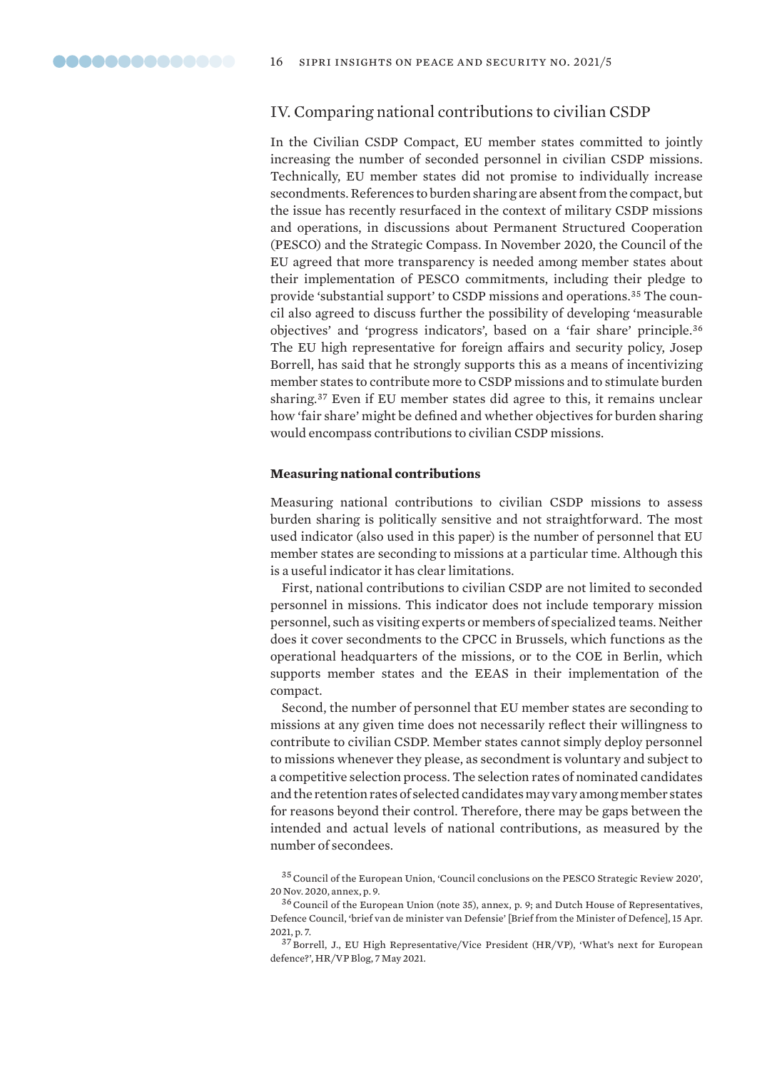## IV. Comparing national contributions to civilian CSDP

In the Civilian CSDP Compact, EU member states committed to jointly increasing the number of seconded personnel in civilian CSDP missions. Technically, EU member states did not promise to individually increase secondments. References to burden sharing are absent from the compact, but the issue has recently resurfaced in the context of military CSDP missions and operations, in discussions about Permanent Structured Cooperation (PESCO) and the Strategic Compass. In November 2020, the Council of the EU agreed that more transparency is needed among member states about their implementation of PESCO commitments, including their pledge to provide 'substantial support' to CSDP missions and operations.[35] The council also agreed to discuss further the possibility of developing 'measurable objectives' and 'progress indicators', based on a 'fair share' principle.[36] The EU high representative for foreign affairs and security policy, Josep Borrell, has said that he strongly supports this as a means of incentivizing member states to contribute more to CSDP missions and to stimulate burden sharing.[37] Even if EU member states did agree to this, it remains unclear how 'fair share' might be defined and whether objectives for burden sharing would encompass contributions to civilian CSDP missions.

### Measuring national contributions

Measuring national contributions to civilian CSDP missions to assess burden sharing is politically sensitive and not straightforward. The most used indicator (also used in this paper) is the number of personnel that EU member states are seconding to missions at a particular time. Although this is a useful indicator it has clear limitations.

First, national contributions to civilian CSDP are not limited to seconded personnel in missions. This indicator does not include temporary mission personnel, such as visiting experts or members of specialized teams. Neither does it cover secondments to the CPCC in Brussels, which functions as the operational headquarters of the missions, or to the COE in Berlin, which supports member states and the EEAS in their implementation of the compact.

Second, the number of personnel that EU member states are seconding to missions at any given time does not necessarily reflect their willingness to contribute to civilian CSDP. Member states cannot simply deploy personnel to missions whenever they please, as secondment is voluntary and subject to a competitive selection process. The selection rates of nominated candidates and the retention rates of selected candidates may vary among member states for reasons beyond their control. Therefore, there may be gaps between the intended and actual levels of national contributions, as measured by the number of secondees.

[35] Council of the European Union, 'Council conclusions on the PESCO Strategic Review 2020', 20 Nov. 2020, annex, p. 9.

[36] Council of the European Union (note 35), annex, p. 9; and Dutch House of Representatives, Defence Council, 'brief van de minister van Defensie' [Brief from the Minister of Defence], 15 Apr. 2021, p. 7.

[37] Borrell, J., EU High Representative/Vice President (HR/VP), 'What's next for European defence?', HR/VP Blog, 7 May 2021.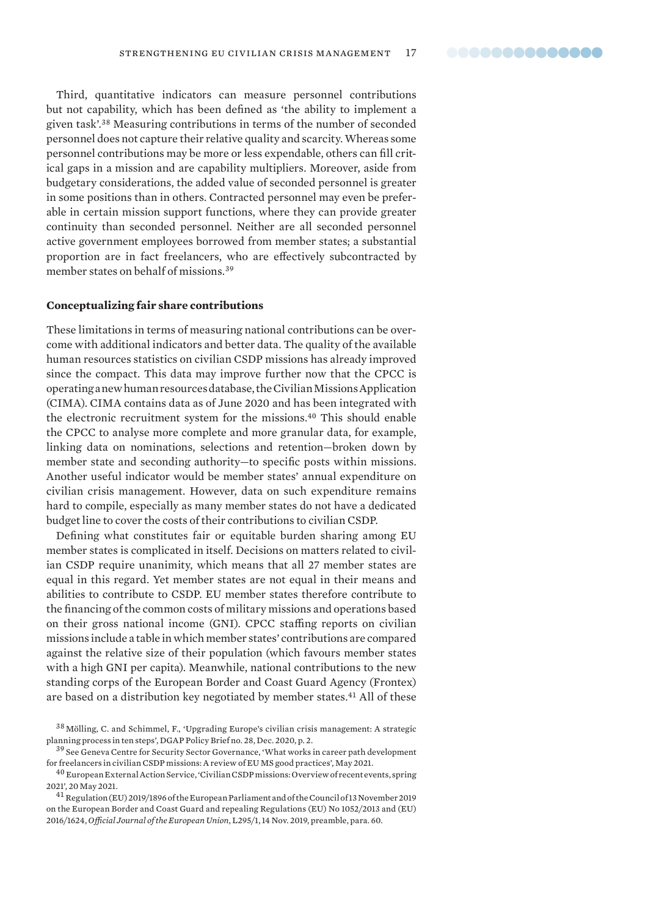Third, quantitative indicators can measure personnel contributions but not capability, which has been defined as 'the ability to implement a given task'.[38] Measuring contributions in terms of the number of seconded personnel does not capture their relative quality and scarcity. Whereas some personnel contributions may be more or less expendable, others can fill critical gaps in a mission and are capability multipliers. Moreover, aside from budgetary considerations, the added value of seconded personnel is greater in some positions than in others. Contracted personnel may even be preferable in certain mission support functions, where they can provide greater continuity than seconded personnel. Neither are all seconded personnel active government employees borrowed from member states; a substantial proportion are in fact freelancers, who are effectively subcontracted by member states on behalf of missions.[39]

## Conceptualizing fair share contributions

These limitations in terms of measuring national contributions can be overcome with additional indicators and better data. The quality of the available human resources statistics on civilian CSDP missions has already improved since the compact. This data may improve further now that the CPCC is operating a new human resources database, the Civilian Missions Application (CIMA). CIMA contains data as of June 2020 and has been integrated with the electronic recruitment system for the missions.[40] This should enable the CPCC to analyse more complete and more granular data, for example, linking data on nominations, selections and retention—broken down by member state and seconding authority—to specific posts within missions. Another useful indicator would be member states' annual expenditure on civilian crisis management. However, data on such expenditure remains hard to compile, especially as many member states do not have a dedicated budget line to cover the costs of their contributions to civilian CSDP.

Defining what constitutes fair or equitable burden sharing among EU member states is complicated in itself. Decisions on matters related to civilian CSDP require unanimity, which means that all 27 member states are equal in this regard. Yet member states are not equal in their means and abilities to contribute to CSDP. EU member states therefore contribute to the financing of the common costs of military missions and operations based on their gross national income (GNI). CPCC staffing reports on civilian missions include a table in which member states' contributions are compared against the relative size of their population (which favours member states with a high GNI per capita). Meanwhile, national contributions to the new standing corps of the European Border and Coast Guard Agency (Frontex) are based on a distribution key negotiated by member states.[41] All of these

[38] Mölling, C. and Schimmel, F., 'Upgrading Europe's civilian crisis management: A strategic planning process in ten steps', DGAP Policy Brief no. 28, Dec. 2020, p. 2.

[39] See Geneva Centre for Security Sector Governance, 'What works in career path development for freelancers in civilian CSDP missions: A review of EU MS good practices', May 2021.

[40] European External Action Service, 'Civilian CSDP missions: Overview of recent events, spring 2021', 20 May 2021.

[41] Regulation (EU) 2019/1896 of the European Parliament and of the Council of 13 November 2019 on the European Border and Coast Guard and repealing Regulations (EU) No 1052/2013 and (EU) 2016/1624, *Official Journal of the European Union*, L295/1, 14 Nov. 2019, preamble, para. 60.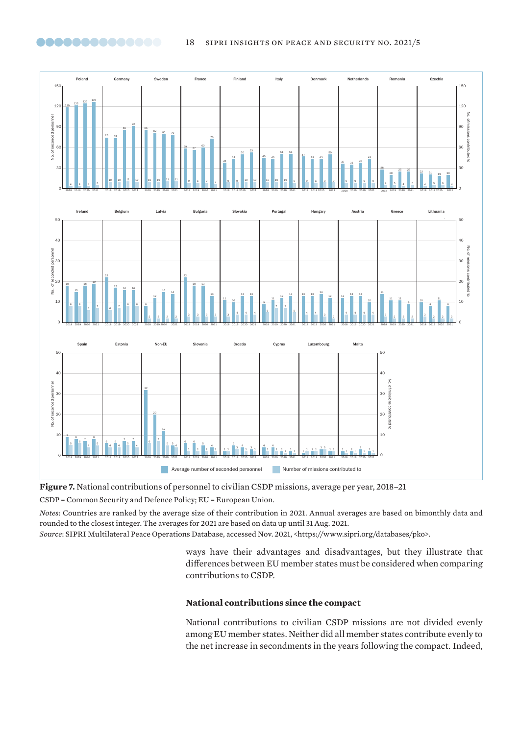**Figure 7.** National contributions of personnel to civilian CSDP missions, average per year, 2018–21

CSDP = Common Security and Defence Policy; EU = European Union.

*Notes*: Countries are ranked by the average size of their contribution in 2021. Annual averages are based on bimonthly data and rounded to the closest integer. The averages for 2021 are based on data up until 31 Aug. 2021.

*Source*: SIPRI Multilateral Peace Operations Database, accessed Nov. 2021, <https://www.sipri.org/databases/pko>.

ways have their advantages and disadvantages, but they illustrate that differences between EU member states must be considered when comparing contributions to CSDP.

### National contributions since the compact

National contributions to civilian CSDP missions are not divided evenly among EU member states. Neither did all member states contribute evenly to the net increase in secondments in the years following the compact. Indeed,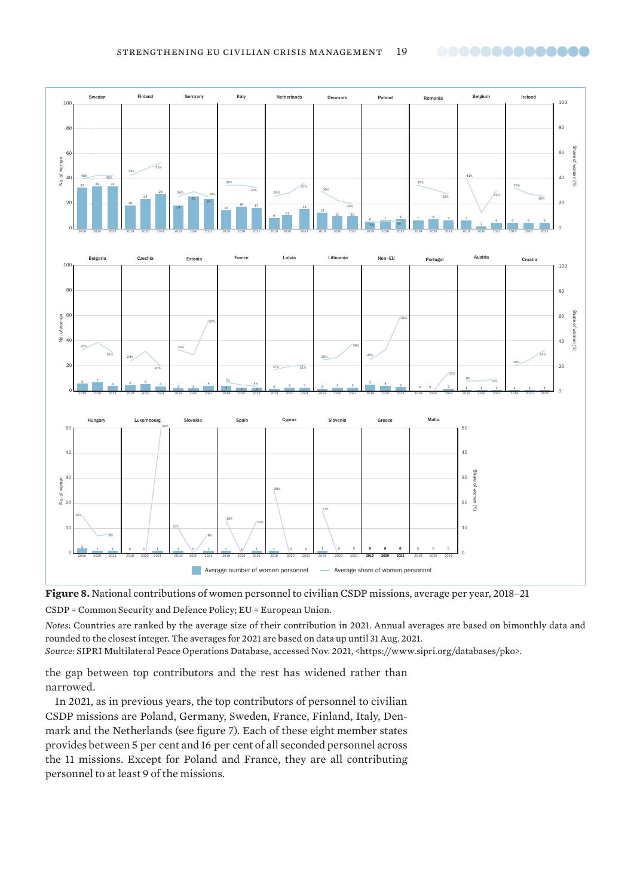**Figure 8.** National contributions of women personnel to civilian CSDP missions, average per year, 2018–21

CSDP = Common Security and Defence Policy; EU = European Union.

*Notes*: Countries are ranked by the average size of their contribution in 2021. Annual averages are based on bimonthly data and rounded to the closest integer. The averages for 2021 are based on data up until 31 Aug. 2021.

*Source*: SIPRI Multilateral Peace Operations Database, accessed Nov. 2021, <https://www.sipri.org/databases/pko>.

the gap between top contributors and the rest has widened rather than narrowed.

In 2021, as in previous years, the top contributors of personnel to civilian CSDP missions are Poland, Germany, Sweden, France, Finland, Italy, Denmark and the Netherlands (see figure 7). Each of these eight member states provides between 5 per cent and 16 per cent of all seconded personnel across the 11 missions. Except for Poland and France, they are all contributing personnel to at least 9 of the missions.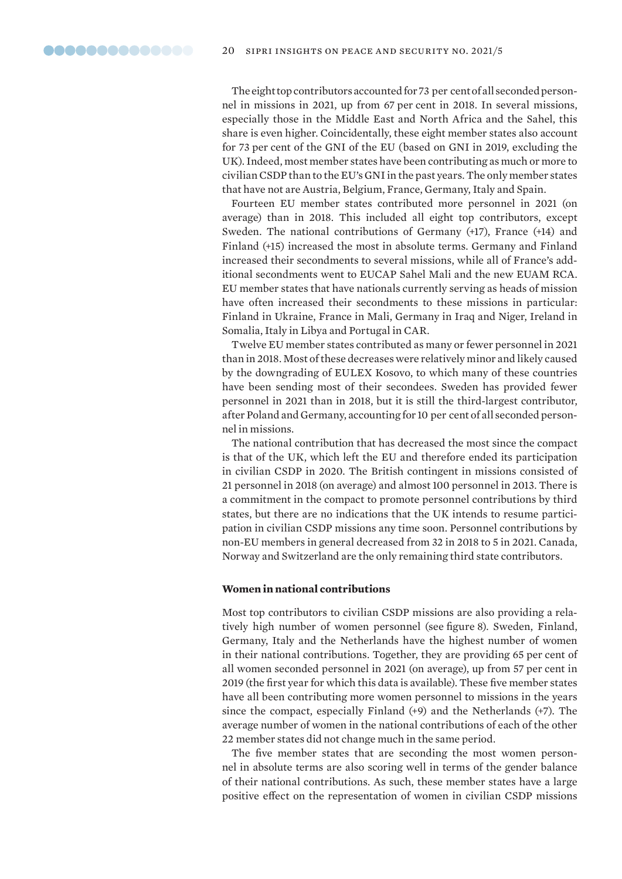The eight top contributors accounted for 73 per cent of all seconded personnel in missions in 2021, up from 67 per cent in 2018. In several missions, especially those in the Middle East and North Africa and the Sahel, this share is even higher. Coincidentally, these eight member states also account for 73 per cent of the GNI of the EU (based on GNI in 2019, excluding the UK). Indeed, most member states have been contributing as much or more to civilian CSDP than to the EU's GNI in the past years. The only member states that have not are Austria, Belgium, France, Germany, Italy and Spain.

Fourteen EU member states contributed more personnel in 2021 (on average) than in 2018. This included all eight top contributors, except Sweden. The national contributions of Germany (+17), France (+14) and Finland (+15) increased the most in absolute terms. Germany and Finland increased their secondments to several missions, while all of France's additional secondments went to EUCAP Sahel Mali and the new EUAM RCA. EU member states that have nationals currently serving as heads of mission have often increased their secondments to these missions in particular: Finland in Ukraine, France in Mali, Germany in Iraq and Niger, Ireland in Somalia, Italy in Libya and Portugal in CAR.

Twelve EU member states contributed as many or fewer personnel in 2021 than in 2018. Most of these decreases were relatively minor and likely caused by the downgrading of EULEX Kosovo, to which many of these countries have been sending most of their secondees. Sweden has provided fewer personnel in 2021 than in 2018, but it is still the third-largest contributor, after Poland and Germany, accounting for 10 per cent of all seconded personnel in missions.

The national contribution that has decreased the most since the compact is that of the UK, which left the EU and therefore ended its participation in civilian CSDP in 2020. The British contingent in missions consisted of 21 personnel in 2018 (on average) and almost 100 personnel in 2013. There is a commitment in the compact to promote personnel contributions by third states, but there are no indications that the UK intends to resume participation in civilian CSDP missions any time soon. Personnel contributions by non-EU members in general decreased from 32 in 2018 to 5 in 2021. Canada, Norway and Switzerland are the only remaining third state contributors.

### Women in national contributions

Most top contributors to civilian CSDP missions are also providing a relatively high number of women personnel (see figure 8). Sweden, Finland, Germany, Italy and the Netherlands have the highest number of women in their national contributions. Together, they are providing 65 per cent of all women seconded personnel in 2021 (on average), up from 57 per cent in 2019 (the first year for which this data is available). These five member states have all been contributing more women personnel to missions in the years since the compact, especially Finland (+9) and the Netherlands (+7). The average number of women in the national contributions of each of the other 22 member states did not change much in the same period.

The five member states that are seconding the most women personnel in absolute terms are also scoring well in terms of the gender balance of their national contributions. As such, these member states have a large positive effect on the representation of women in civilian CSDP missions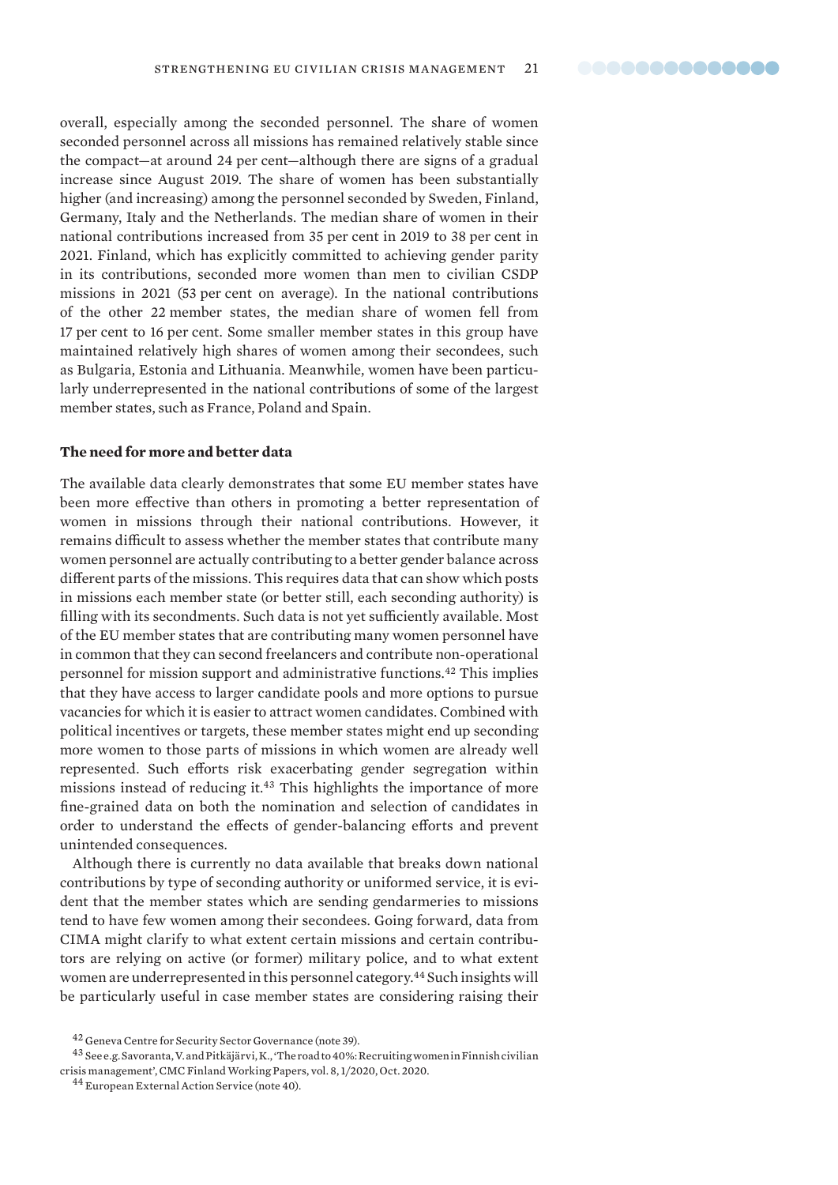overall, especially among the seconded personnel. The share of women seconded personnel across all missions has remained relatively stable since the compact—at around 24 per cent—although there are signs of a gradual increase since August 2019. The share of women has been substantially higher (and increasing) among the personnel seconded by Sweden, Finland, Germany, Italy and the Netherlands. The median share of women in their national contributions increased from 35 per cent in 2019 to 38 per cent in 2021. Finland, which has explicitly committed to achieving gender parity in its contributions, seconded more women than men to civilian CSDP missions in 2021 (53 per cent on average). In the national contributions of the other 22 member states, the median share of women fell from 17 per cent to 16 per cent. Some smaller member states in this group have maintained relatively high shares of women among their secondees, such as Bulgaria, Estonia and Lithuania. Meanwhile, women have been particularly underrepresented in the national contributions of some of the largest member states, such as France, Poland and Spain.

**The need for more and better data**

The available data clearly demonstrates that some EU member states have been more effective than others in promoting a better representation of women in missions through their national contributions. However, it remains difficult to assess whether the member states that contribute many women personnel are actually contributing to a better gender balance across different parts of the missions. This requires data that can show which posts in missions each member state (or better still, each seconding authority) is filling with its secondments. Such data is not yet sufficiently available. Most of the EU member states that are contributing many women personnel have in common that they can second freelancers and contribute non-operational personnel for mission support and administrative functions.[42] This implies that they have access to larger candidate pools and more options to pursue vacancies for which it is easier to attract women candidates. Combined with political incentives or targets, these member states might end up seconding more women to those parts of missions in which women are already well represented. Such efforts risk exacerbating gender segregation within missions instead of reducing it.[43] This highlights the importance of more fine-grained data on both the nomination and selection of candidates in order to understand the effects of gender-balancing efforts and prevent unintended consequences.

Although there is currently no data available that breaks down national contributions by type of seconding authority or uniformed service, it is evident that the member states which are sending gendarmeries to missions tend to have few women among their secondees. Going forward, data from CIMA might clarify to what extent certain missions and certain contributors are relying on active (or former) military police, and to what extent women are underrepresented in this personnel category.[44] Such insights will be particularly useful in case member states are considering raising their

[42] Geneva Centre for Security Sector Governance (note 39).

[43] See e.g. Savoranta, V. and Pitkäjärvi, K., 'The road to 40%: Recruiting women in Finnish civilian crisis management', CMC Finland Working Papers, vol. 8, 1/2020, Oct. 2020.

[44] European External Action Service (note 40).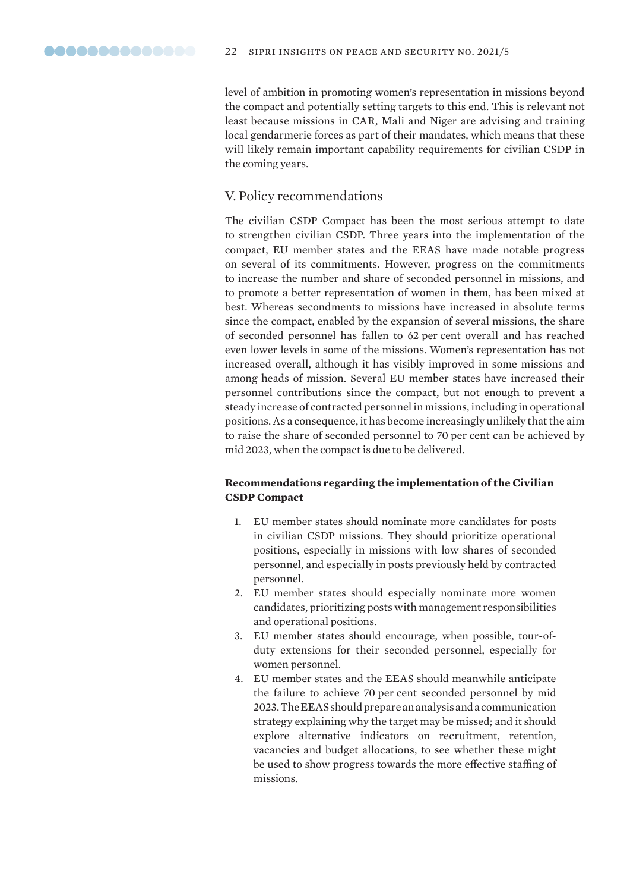level of ambition in promoting women's representation in missions beyond the compact and potentially setting targets to this end. This is relevant not least because missions in CAR, Mali and Niger are advising and training local gendarmerie forces as part of their mandates, which means that these will likely remain important capability requirements for civilian CSDP in the coming years.

## V. Policy recommendations

The civilian CSDP Compact has been the most serious attempt to date to strengthen civilian CSDP. Three years into the implementation of the compact, EU member states and the EEAS have made notable progress on several of its commitments. However, progress on the commitments to increase the number and share of seconded personnel in missions, and to promote a better representation of women in them, has been mixed at best. Whereas secondments to missions have increased in absolute terms since the compact, enabled by the expansion of several missions, the share of seconded personnel has fallen to 62 per cent overall and has reached even lower levels in some of the missions. Women's representation has not increased overall, although it has visibly improved in some missions and among heads of mission. Several EU member states have increased their personnel contributions since the compact, but not enough to prevent a steady increase of contracted personnel in missions, including in operational positions. As a consequence, it has become increasingly unlikely that the aim to raise the share of seconded personnel to 70 per cent can be achieved by mid 2023, when the compact is due to be delivered.

### Recommendations regarding the implementation of the Civilian CSDP Compact

1. EU member states should nominate more candidates for posts in civilian CSDP missions. They should prioritize operational positions, especially in missions with low shares of seconded personnel, and especially in posts previously held by contracted personnel.
2. EU member states should especially nominate more women candidates, prioritizing posts with management responsibilities and operational positions.
3. EU member states should encourage, when possible, tour-of-duty extensions for their seconded personnel, especially for women personnel.
4. EU member states and the EEAS should meanwhile anticipate the failure to achieve 70 per cent seconded personnel by mid 2023. The EEAS should prepare an analysis and a communication strategy explaining why the target may be missed; and it should explore alternative indicators on recruitment, retention, vacancies and budget allocations, to see whether these might be used to show progress towards the more effective staffing of missions.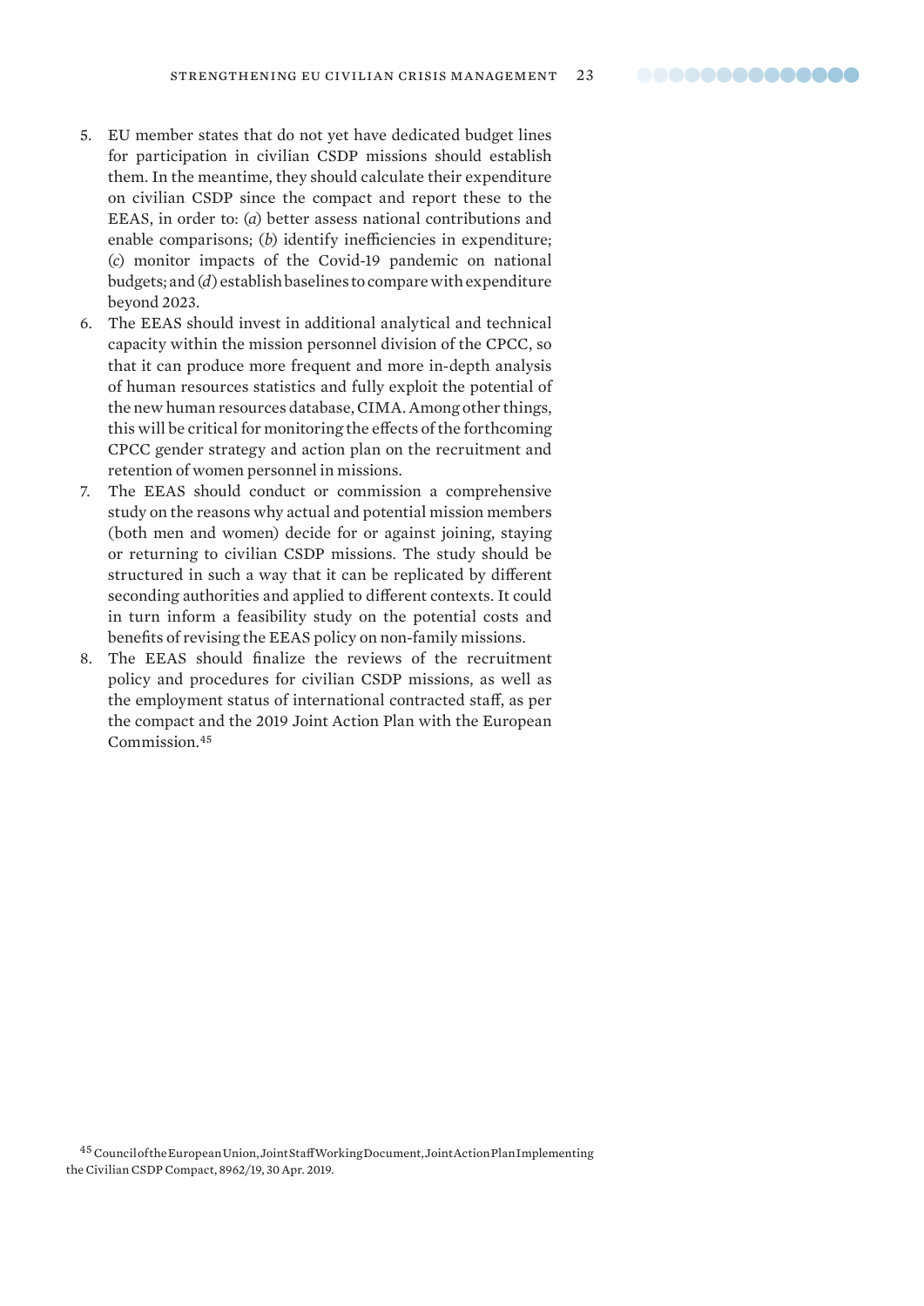5. EU member states that do not yet have dedicated budget lines for participation in civilian CSDP missions should establish them. In the meantime, they should calculate their expenditure on civilian CSDP since the compact and report these to the EEAS, in order to: (*a*) better assess national contributions and enable comparisons; (*b*) identify inefficiencies in expenditure; (*c*) monitor impacts of the Covid-19 pandemic on national budgets; and (*d*) establish baselines to compare with expenditure beyond 2023.
6. The EEAS should invest in additional analytical and technical capacity within the mission personnel division of the CPCC, so that it can produce more frequent and more in-depth analysis of human resources statistics and fully exploit the potential of the new human resources database, CIMA. Among other things, this will be critical for monitoring the effects of the forthcoming CPCC gender strategy and action plan on the recruitment and retention of women personnel in missions.
7. The EEAS should conduct or commission a comprehensive study on the reasons why actual and potential mission members (both men and women) decide for or against joining, staying or returning to civilian CSDP missions. The study should be structured in such a way that it can be replicated by different seconding authorities and applied to different contexts. It could in turn inform a feasibility study on the potential costs and benefits of revising the EEAS policy on non-family missions.
8. The EEAS should finalize the reviews of the recruitment policy and procedures for civilian CSDP missions, as well as the employment status of international contracted staff, as per the compact and the 2019 Joint Action Plan with the European Commission.[45]

[45] Council of the European Union, Joint Staff Working Document, Joint Action Plan Implementing the Civilian CSDP Compact, 8962/19, 30 Apr. 2019.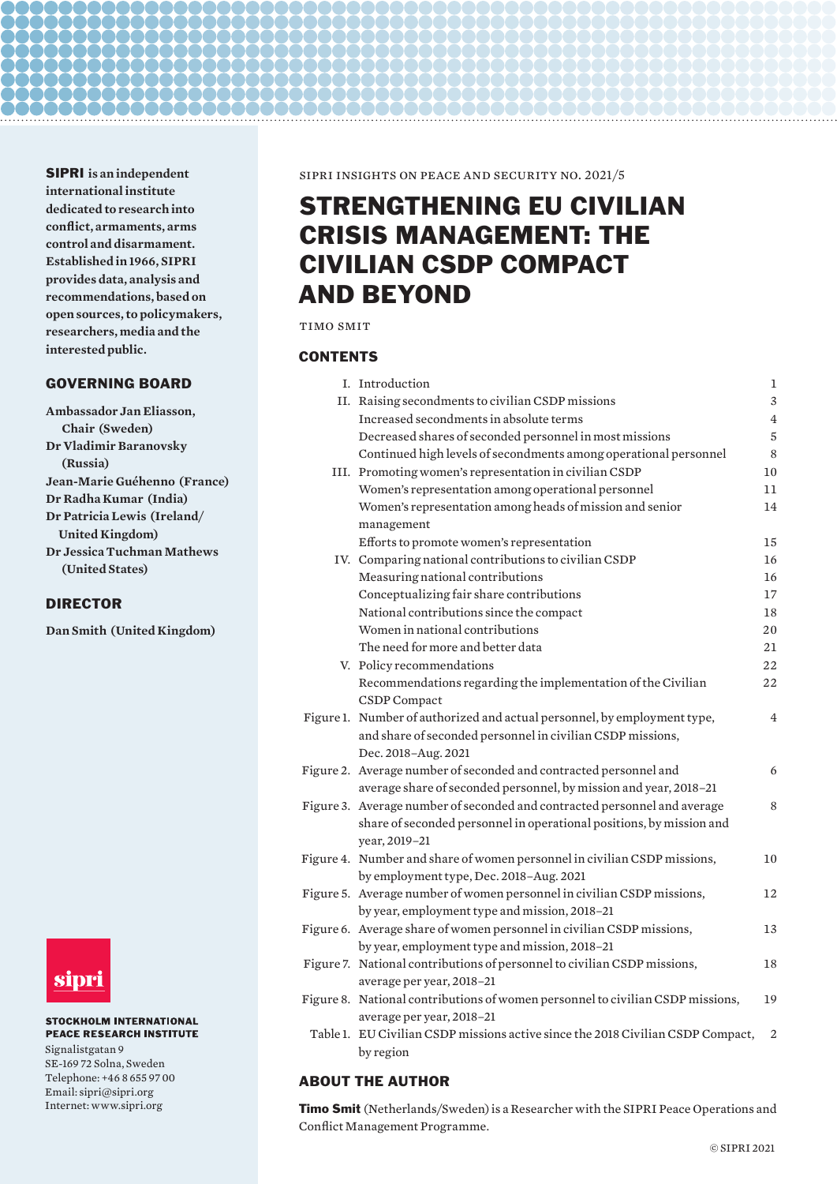**SIPRI** is an independent international institute dedicated to research into conflict, armaments, arms control and disarmament. Established in 1966, SIPRI provides data, analysis and recommendations, based on open sources, to policymakers, researchers, media and the interested public.

## GOVERNING BOARD

Ambassador Jan Eliasson, Chair (Sweden)
Dr Vladimir Baranovsky (Russia)
Jean-Marie Guéhenno (France)
Dr Radha Kumar (India)
Dr Patricia Lewis (Ireland/United Kingdom)
Dr Jessica Tuchman Mathews (United States)

## DIRECTOR

Dan Smith (United Kingdom)

**STOCKHOLM INTERNATIONAL PEACE RESEARCH INSTITUTE**
Signalistgatan 9
SE-169 72 Solna, Sweden
Telephone: +46 8 655 97 00
Email: sipri@sipri.org
Internet: www.sipri.org

SIPRI INSIGHTS ON PEACE AND SECURITY NO. 2021/5

# STRENGTHENING EU CIVILIAN CRISIS MANAGEMENT: THE CIVILIAN CSDP COMPACT AND BEYOND

TIMO SMIT

## CONTENTS

| | | |
|---|---|---|
| I. | Introduction | 1 |
| II. | Raising secondments to civilian CSDP missions | 3 |
| | Increased secondments in absolute terms | 4 |
| | Decreased shares of seconded personnel in most missions | 5 |
| | Continued high levels of secondments among operational personnel | 8 |
| III. | Promoting women's representation in civilian CSDP | 10 |
| | Women's representation among operational personnel | 11 |
| | Women's representation among heads of mission and senior management | 14 |
| | Efforts to promote women's representation | 15 |
| IV. | Comparing national contributions to civilian CSDP | 16 |
| | Measuring national contributions | 16 |
| | Conceptualizing fair share contributions | 17 |
| | National contributions since the compact | 18 |
| | Women in national contributions | 20 |
| | The need for more and better data | 21 |
| V. | Policy recommendations | 22 |
| | Recommendations regarding the implementation of the Civilian CSDP Compact | 22 |
| Figure 1. | Number of authorized and actual personnel, by employment type, and share of seconded personnel in civilian CSDP missions, Dec. 2018–Aug. 2021 | 4 |
| Figure 2. | Average number of seconded and contracted personnel and average share of seconded personnel, by mission and year, 2018–21 | 6 |
| Figure 3. | Average number of seconded and contracted personnel and average share of seconded personnel in operational positions, by mission and year, 2019–21 | 8 |
| Figure 4. | Number and share of women personnel in civilian CSDP missions, by employment type, Dec. 2018–Aug. 2021 | 10 |
| Figure 5. | Average number of women personnel in civilian CSDP missions, by year, employment type and mission, 2018–21 | 12 |
| Figure 6. | Average share of women personnel in civilian CSDP missions, by year, employment type and mission, 2018–21 | 13 |
| Figure 7. | National contributions of personnel to civilian CSDP missions, average per year, 2018–21 | 18 |
| Figure 8. | National contributions of women personnel to civilian CSDP missions, average per year, 2018–21 | 19 |
| Table 1. | EU Civilian CSDP missions active since the 2018 Civilian CSDP Compact, by region | 2 |

## ABOUT THE AUTHOR

**Timo Smit** (Netherlands/Sweden) is a Researcher with the SIPRI Peace Operations and Conflict Management Programme.

© SIPRI 2021